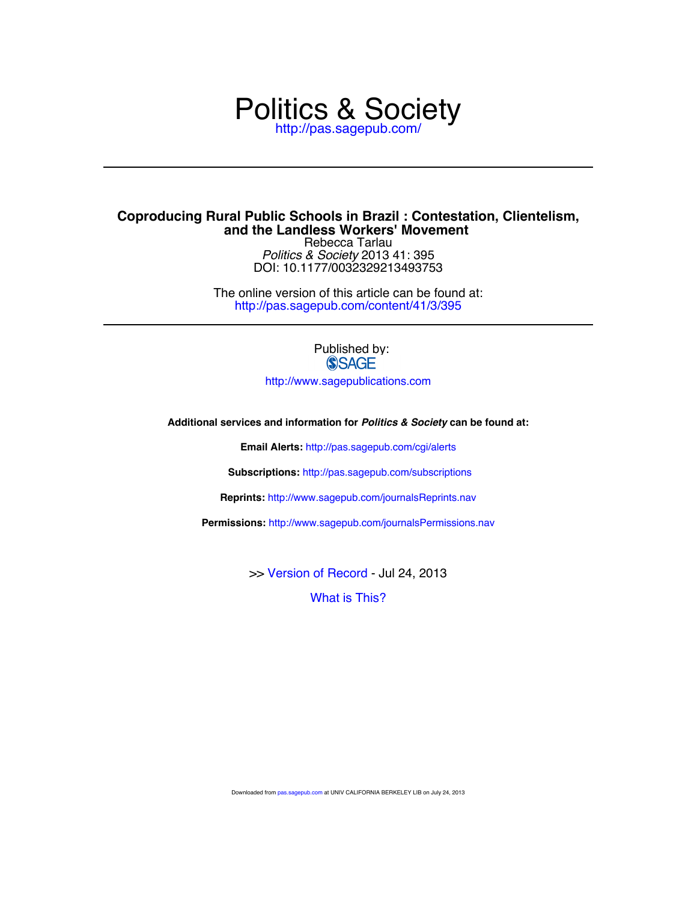# Politics & Society

http://pas.sagepub.com/

---

## Coproducing Rural Public Schools in Brazil : Contestation, Clientelism, and the Landless Workers' Movement

Rebecca Tarlau

*Politics & Society* 2013 41: 395

DOI: 10.1177/0032329213493753

The online version of this article can be found at:

http://pas.sagepub.com/content/41/3/395

---

Published by:

SAGE

http://www.sagepublications.com

**Additional services and information for *Politics & Society* can be found at:**

**Email Alerts:** http://pas.sagepub.com/cgi/alerts

**Subscriptions:** http://pas.sagepub.com/subscriptions

**Reprints:** http://www.sagepub.com/journalsReprints.nav

**Permissions:** http://www.sagepub.com/journalsPermissions.nav

>> Version of Record - Jul 24, 2013

What is This?

Downloaded from pas.sagepub.com at UNIV CALIFORNIA BERKELEY LIB on July 24, 2013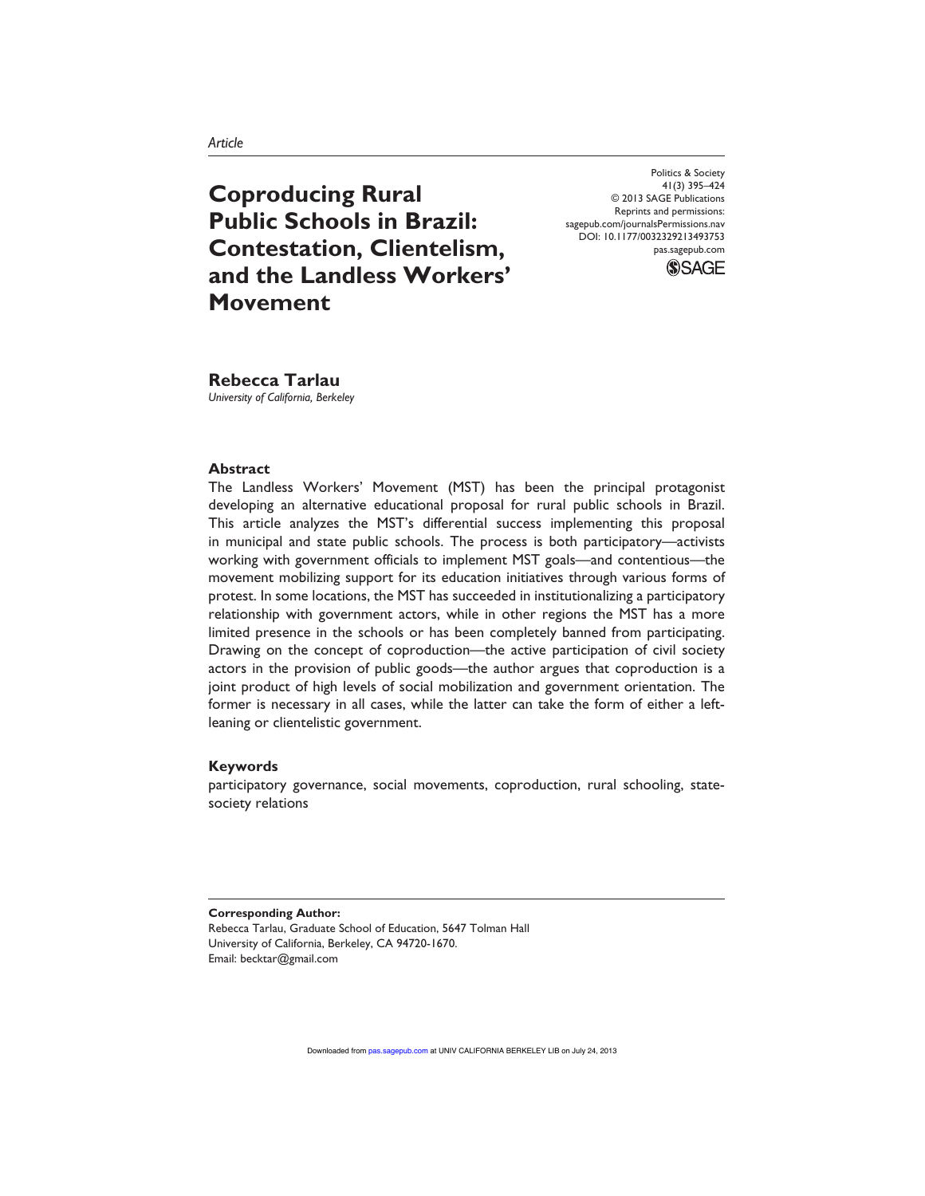Article

# Coproducing Rural Public Schools in Brazil: Contestation, Clientelism, and the Landless Workers' Movement

**Rebecca Tarlau**
*University of California, Berkeley*

## Abstract

The Landless Workers' Movement (MST) has been the principal protagonist developing an alternative educational proposal for rural public schools in Brazil. This article analyzes the MST's differential success implementing this proposal in municipal and state public schools. The process is both participatory—activists working with government officials to implement MST goals—and contentious—the movement mobilizing support for its education initiatives through various forms of protest. In some locations, the MST has succeeded in institutionalizing a participatory relationship with government actors, while in other regions the MST has a more limited presence in the schools or has been completely banned from participating. Drawing on the concept of coproduction—the active participation of civil society actors in the provision of public goods—the author argues that coproduction is a joint product of high levels of social mobilization and government orientation. The former is necessary in all cases, while the latter can take the form of either a left-leaning or clientelistic government.

## Keywords

participatory governance, social movements, coproduction, rural schooling, state-society relations

**Corresponding Author:**
Rebecca Tarlau, Graduate School of Education, 5647 Tolman Hall
University of California, Berkeley, CA 94720-1670.
Email: becktar@gmail.com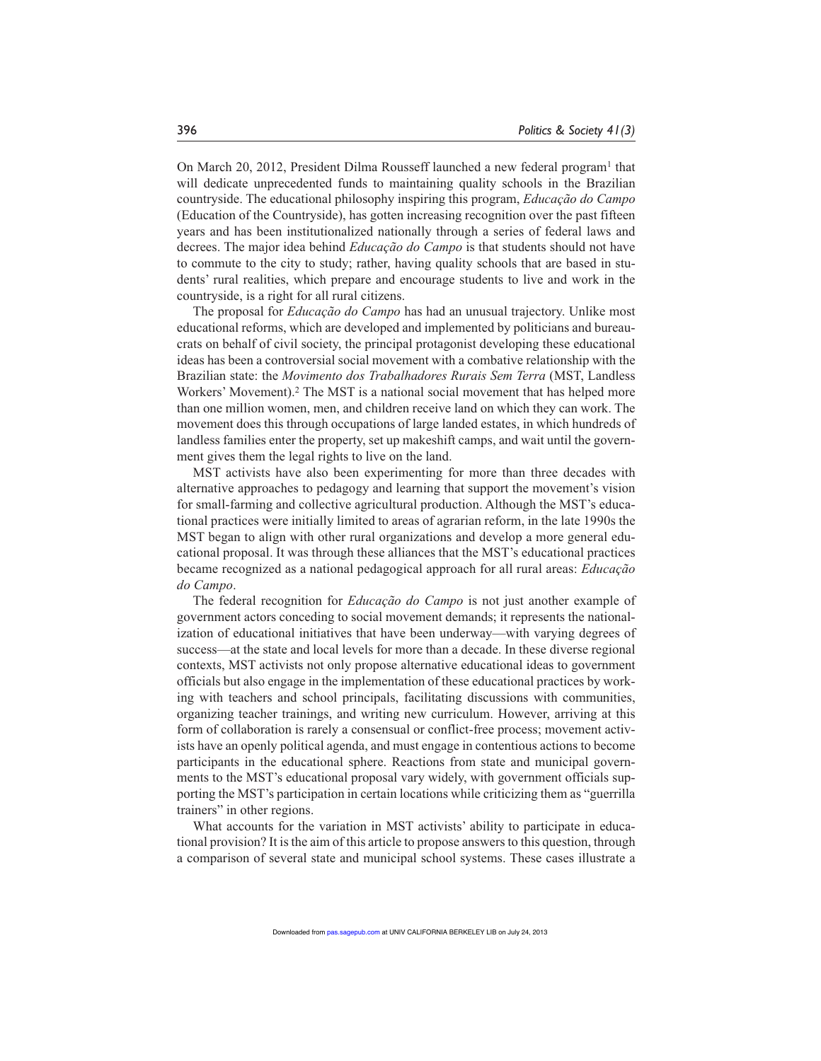On March 20, 2012, President Dilma Rousseff launched a new federal program[1] that will dedicate unprecedented funds to maintaining quality schools in the Brazilian countryside. The educational philosophy inspiring this program, *Educação do Campo* (Education of the Countryside), has gotten increasing recognition over the past fifteen years and has been institutionalized nationally through a series of federal laws and decrees. The major idea behind *Educação do Campo* is that students should not have to commute to the city to study; rather, having quality schools that are based in students' rural realities, which prepare and encourage students to live and work in the countryside, is a right for all rural citizens.

The proposal for *Educação do Campo* has had an unusual trajectory. Unlike most educational reforms, which are developed and implemented by politicians and bureaucrats on behalf of civil society, the principal protagonist developing these educational ideas has been a controversial social movement with a combative relationship with the Brazilian state: the *Movimento dos Trabalhadores Rurais Sem Terra* (MST, Landless Workers' Movement).[2] The MST is a national social movement that has helped more than one million women, men, and children receive land on which they can work. The movement does this through occupations of large landed estates, in which hundreds of landless families enter the property, set up makeshift camps, and wait until the government gives them the legal rights to live on the land.

MST activists have also been experimenting for more than three decades with alternative approaches to pedagogy and learning that support the movement's vision for small-farming and collective agricultural production. Although the MST's educational practices were initially limited to areas of agrarian reform, in the late 1990s the MST began to align with other rural organizations and develop a more general educational proposal. It was through these alliances that the MST's educational practices became recognized as a national pedagogical approach for all rural areas: *Educação do Campo*.

The federal recognition for *Educação do Campo* is not just another example of government actors conceding to social movement demands; it represents the nationalization of educational initiatives that have been underway—with varying degrees of success—at the state and local levels for more than a decade. In these diverse regional contexts, MST activists not only propose alternative educational ideas to government officials but also engage in the implementation of these educational practices by working with teachers and school principals, facilitating discussions with communities, organizing teacher trainings, and writing new curriculum. However, arriving at this form of collaboration is rarely a consensual or conflict-free process; movement activists have an openly political agenda, and must engage in contentious actions to become participants in the educational sphere. Reactions from state and municipal governments to the MST's educational proposal vary widely, with government officials supporting the MST's participation in certain locations while criticizing them as "guerrilla trainers" in other regions.

What accounts for the variation in MST activists' ability to participate in educational provision? It is the aim of this article to propose answers to this question, through a comparison of several state and municipal school systems. These cases illustrate a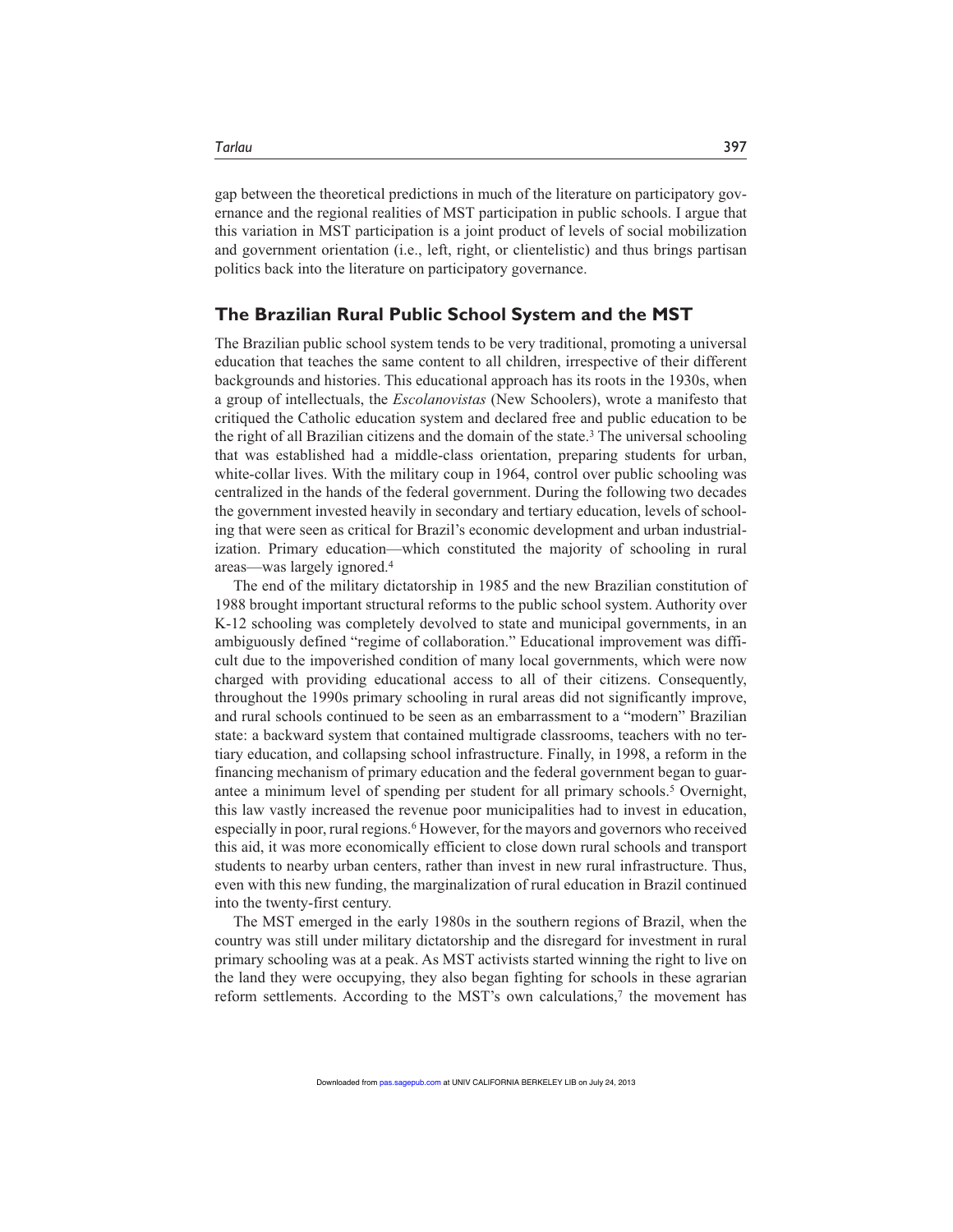gap between the theoretical predictions in much of the literature on participatory governance and the regional realities of MST participation in public schools. I argue that this variation in MST participation is a joint product of levels of social mobilization and government orientation (i.e., left, right, or clientelistic) and thus brings partisan politics back into the literature on participatory governance.

## The Brazilian Rural Public School System and the MST

The Brazilian public school system tends to be very traditional, promoting a universal education that teaches the same content to all children, irrespective of their different backgrounds and histories. This educational approach has its roots in the 1930s, when a group of intellectuals, the *Escolanovistas* (New Schoolers), wrote a manifesto that critiqued the Catholic education system and declared free and public education to be the right of all Brazilian citizens and the domain of the state.[3] The universal schooling that was established had a middle-class orientation, preparing students for urban, white-collar lives. With the military coup in 1964, control over public schooling was centralized in the hands of the federal government. During the following two decades the government invested heavily in secondary and tertiary education, levels of schooling that were seen as critical for Brazil's economic development and urban industrialization. Primary education—which constituted the majority of schooling in rural areas—was largely ignored.[4]

The end of the military dictatorship in 1985 and the new Brazilian constitution of 1988 brought important structural reforms to the public school system. Authority over K-12 schooling was completely devolved to state and municipal governments, in an ambiguously defined "regime of collaboration." Educational improvement was difficult due to the impoverished condition of many local governments, which were now charged with providing educational access to all of their citizens. Consequently, throughout the 1990s primary schooling in rural areas did not significantly improve, and rural schools continued to be seen as an embarrassment to a "modern" Brazilian state: a backward system that contained multigrade classrooms, teachers with no tertiary education, and collapsing school infrastructure. Finally, in 1998, a reform in the financing mechanism of primary education and the federal government began to guarantee a minimum level of spending per student for all primary schools.[5] Overnight, this law vastly increased the revenue poor municipalities had to invest in education, especially in poor, rural regions.[6] However, for the mayors and governors who received this aid, it was more economically efficient to close down rural schools and transport students to nearby urban centers, rather than invest in new rural infrastructure. Thus, even with this new funding, the marginalization of rural education in Brazil continued into the twenty-first century.

The MST emerged in the early 1980s in the southern regions of Brazil, when the country was still under military dictatorship and the disregard for investment in rural primary schooling was at a peak. As MST activists started winning the right to live on the land they were occupying, they also began fighting for schools in these agrarian reform settlements. According to the MST's own calculations,[7] the movement has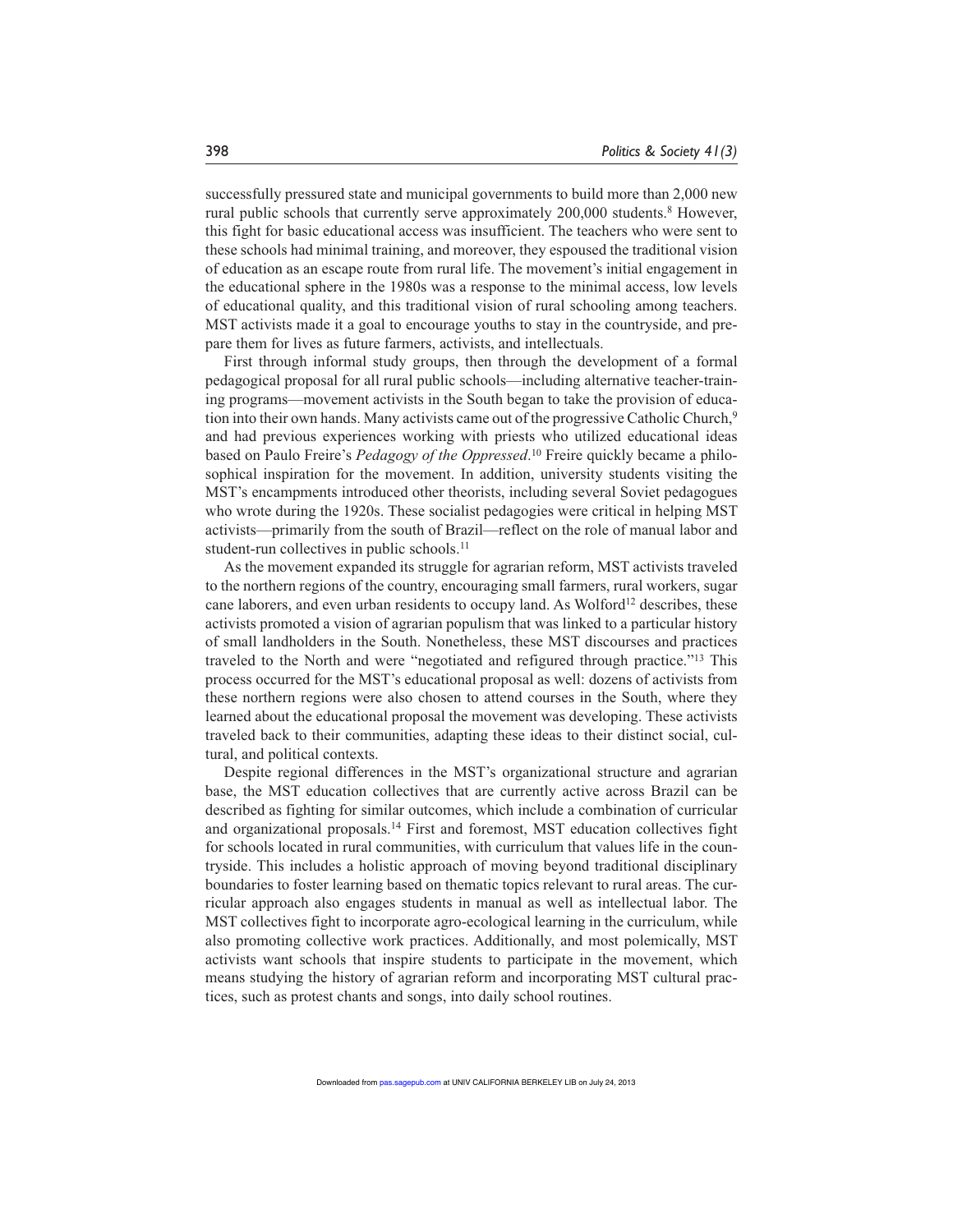successfully pressured state and municipal governments to build more than 2,000 new rural public schools that currently serve approximately 200,000 students.[8] However, this fight for basic educational access was insufficient. The teachers who were sent to these schools had minimal training, and moreover, they espoused the traditional vision of education as an escape route from rural life. The movement's initial engagement in the educational sphere in the 1980s was a response to the minimal access, low levels of educational quality, and this traditional vision of rural schooling among teachers. MST activists made it a goal to encourage youths to stay in the countryside, and prepare them for lives as future farmers, activists, and intellectuals.

First through informal study groups, then through the development of a formal pedagogical proposal for all rural public schools—including alternative teacher-training programs—movement activists in the South began to take the provision of education into their own hands. Many activists came out of the progressive Catholic Church,[9] and had previous experiences working with priests who utilized educational ideas based on Paulo Freire's *Pedagogy of the Oppressed*.[10] Freire quickly became a philosophical inspiration for the movement. In addition, university students visiting the MST's encampments introduced other theorists, including several Soviet pedagogues who wrote during the 1920s. These socialist pedagogies were critical in helping MST activists—primarily from the south of Brazil—reflect on the role of manual labor and student-run collectives in public schools.[11]

As the movement expanded its struggle for agrarian reform, MST activists traveled to the northern regions of the country, encouraging small farmers, rural workers, sugar cane laborers, and even urban residents to occupy land. As Wolford[12] describes, these activists promoted a vision of agrarian populism that was linked to a particular history of small landholders in the South. Nonetheless, these MST discourses and practices traveled to the North and were "negotiated and refigured through practice."[13] This process occurred for the MST's educational proposal as well: dozens of activists from these northern regions were also chosen to attend courses in the South, where they learned about the educational proposal the movement was developing. These activists traveled back to their communities, adapting these ideas to their distinct social, cultural, and political contexts.

Despite regional differences in the MST's organizational structure and agrarian base, the MST education collectives that are currently active across Brazil can be described as fighting for similar outcomes, which include a combination of curricular and organizational proposals.[14] First and foremost, MST education collectives fight for schools located in rural communities, with curriculum that values life in the countryside. This includes a holistic approach of moving beyond traditional disciplinary boundaries to foster learning based on thematic topics relevant to rural areas. The curricular approach also engages students in manual as well as intellectual labor. The MST collectives fight to incorporate agro-ecological learning in the curriculum, while also promoting collective work practices. Additionally, and most polemically, MST activists want schools that inspire students to participate in the movement, which means studying the history of agrarian reform and incorporating MST cultural practices, such as protest chants and songs, into daily school routines.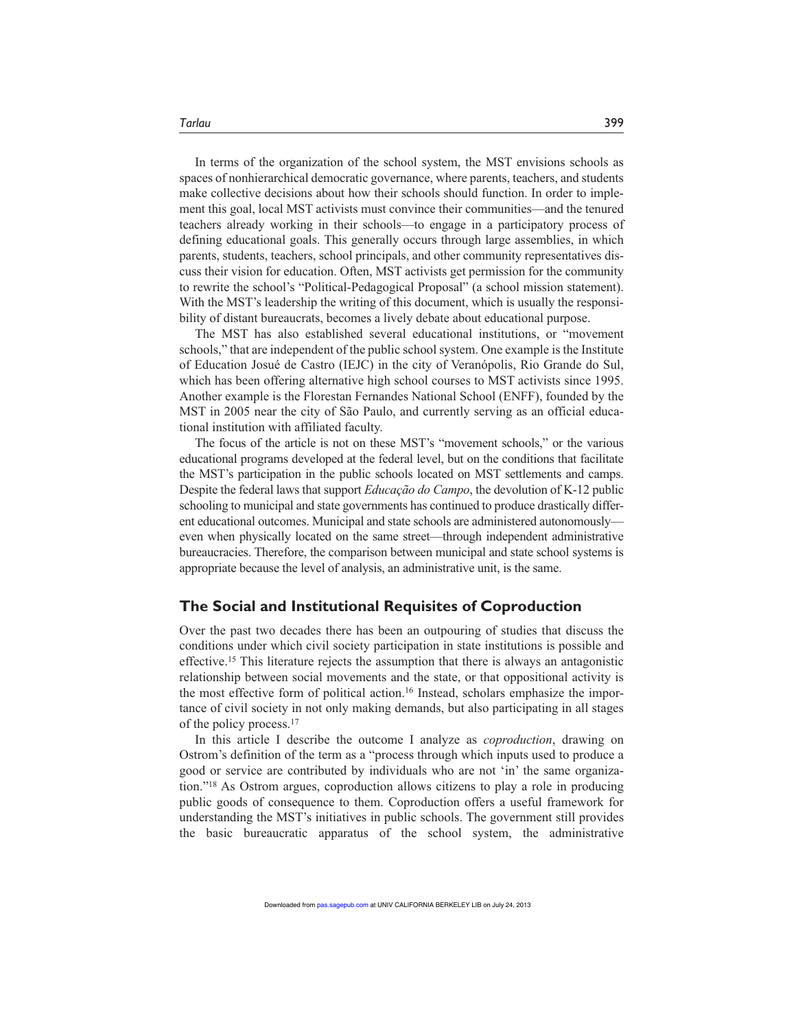In terms of the organization of the school system, the MST envisions schools as spaces of nonhierarchical democratic governance, where parents, teachers, and students make collective decisions about how their schools should function. In order to implement this goal, local MST activists must convince their communities—and the tenured teachers already working in their schools—to engage in a participatory process of defining educational goals. This generally occurs through large assemblies, in which parents, students, teachers, school principals, and other community representatives discuss their vision for education. Often, MST activists get permission for the community to rewrite the school's "Political-Pedagogical Proposal" (a school mission statement). With the MST's leadership the writing of this document, which is usually the responsibility of distant bureaucrats, becomes a lively debate about educational purpose.

The MST has also established several educational institutions, or "movement schools," that are independent of the public school system. One example is the Institute of Education Josué de Castro (IEJC) in the city of Veranópolis, Rio Grande do Sul, which has been offering alternative high school courses to MST activists since 1995. Another example is the Florestan Fernandes National School (ENFF), founded by the MST in 2005 near the city of São Paulo, and currently serving as an official educational institution with affiliated faculty.

The focus of the article is not on these MST's "movement schools," or the various educational programs developed at the federal level, but on the conditions that facilitate the MST's participation in the public schools located on MST settlements and camps. Despite the federal laws that support *Educação do Campo*, the devolution of K-12 public schooling to municipal and state governments has continued to produce drastically different educational outcomes. Municipal and state schools are administered autonomously—even when physically located on the same street—through independent administrative bureaucracies. Therefore, the comparison between municipal and state school systems is appropriate because the level of analysis, an administrative unit, is the same.

## The Social and Institutional Requisites of Coproduction

Over the past two decades there has been an outpouring of studies that discuss the conditions under which civil society participation in state institutions is possible and effective.[15] This literature rejects the assumption that there is always an antagonistic relationship between social movements and the state, or that oppositional activity is the most effective form of political action.[16] Instead, scholars emphasize the importance of civil society in not only making demands, but also participating in all stages of the policy process.[17]

In this article I describe the outcome I analyze as *coproduction*, drawing on Ostrom's definition of the term as a "process through which inputs used to produce a good or service are contributed by individuals who are not 'in' the same organization."[18] As Ostrom argues, coproduction allows citizens to play a role in producing public goods of consequence to them. Coproduction offers a useful framework for understanding the MST's initiatives in public schools. The government still provides the basic bureaucratic apparatus of the school system, the administrative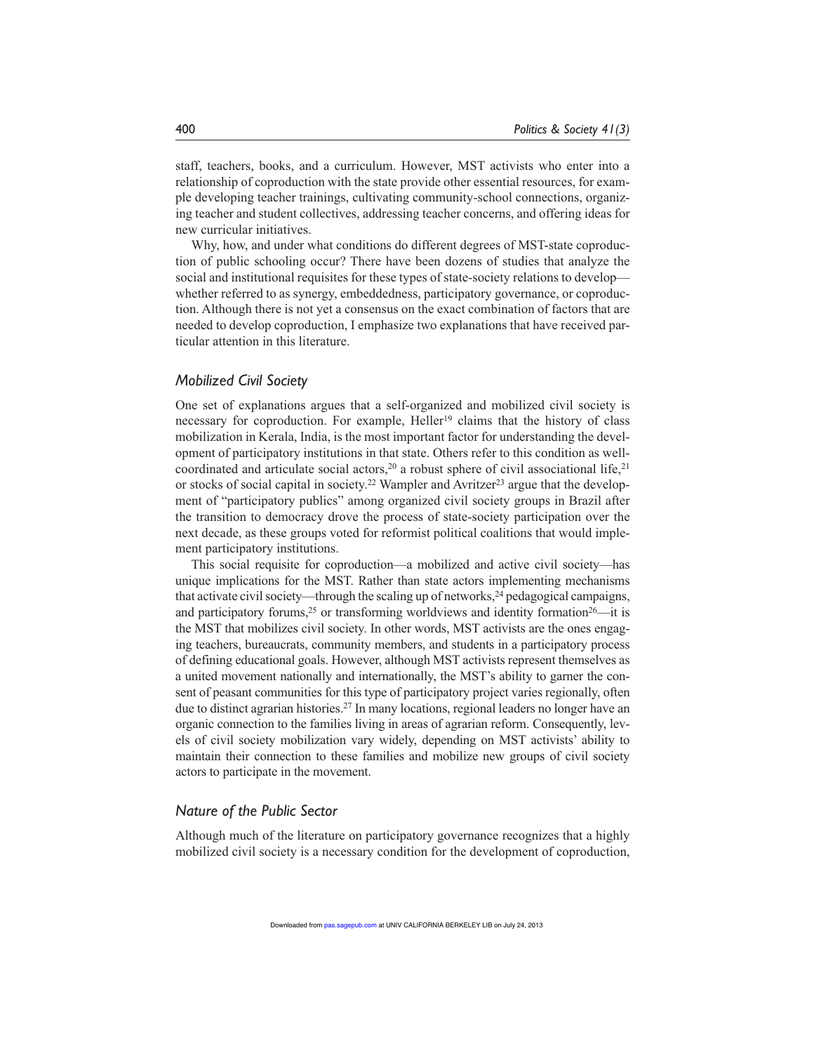staff, teachers, books, and a curriculum. However, MST activists who enter into a relationship of coproduction with the state provide other essential resources, for example developing teacher trainings, cultivating community-school connections, organizing teacher and student collectives, addressing teacher concerns, and offering ideas for new curricular initiatives.

Why, how, and under what conditions do different degrees of MST-state coproduction of public schooling occur? There have been dozens of studies that analyze the social and institutional requisites for these types of state-society relations to develop—whether referred to as synergy, embeddedness, participatory governance, or coproduction. Although there is not yet a consensus on the exact combination of factors that are needed to develop coproduction, I emphasize two explanations that have received particular attention in this literature.

## *Mobilized Civil Society*

One set of explanations argues that a self-organized and mobilized civil society is necessary for coproduction. For example, Heller[19] claims that the history of class mobilization in Kerala, India, is the most important factor for understanding the development of participatory institutions in that state. Others refer to this condition as well-coordinated and articulate social actors,[20] a robust sphere of civil associational life,[21] or stocks of social capital in society.[22] Wampler and Avritzer[23] argue that the development of "participatory publics" among organized civil society groups in Brazil after the transition to democracy drove the process of state-society participation over the next decade, as these groups voted for reformist political coalitions that would implement participatory institutions.

This social requisite for coproduction—a mobilized and active civil society—has unique implications for the MST. Rather than state actors implementing mechanisms that activate civil society—through the scaling up of networks,[24] pedagogical campaigns, and participatory forums,[25] or transforming worldviews and identity formation[26]—it is the MST that mobilizes civil society. In other words, MST activists are the ones engaging teachers, bureaucrats, community members, and students in a participatory process of defining educational goals. However, although MST activists represent themselves as a united movement nationally and internationally, the MST's ability to garner the consent of peasant communities for this type of participatory project varies regionally, often due to distinct agrarian histories.[27] In many locations, regional leaders no longer have an organic connection to the families living in areas of agrarian reform. Consequently, levels of civil society mobilization vary widely, depending on MST activists' ability to maintain their connection to these families and mobilize new groups of civil society actors to participate in the movement.

## *Nature of the Public Sector*

Although much of the literature on participatory governance recognizes that a highly mobilized civil society is a necessary condition for the development of coproduction,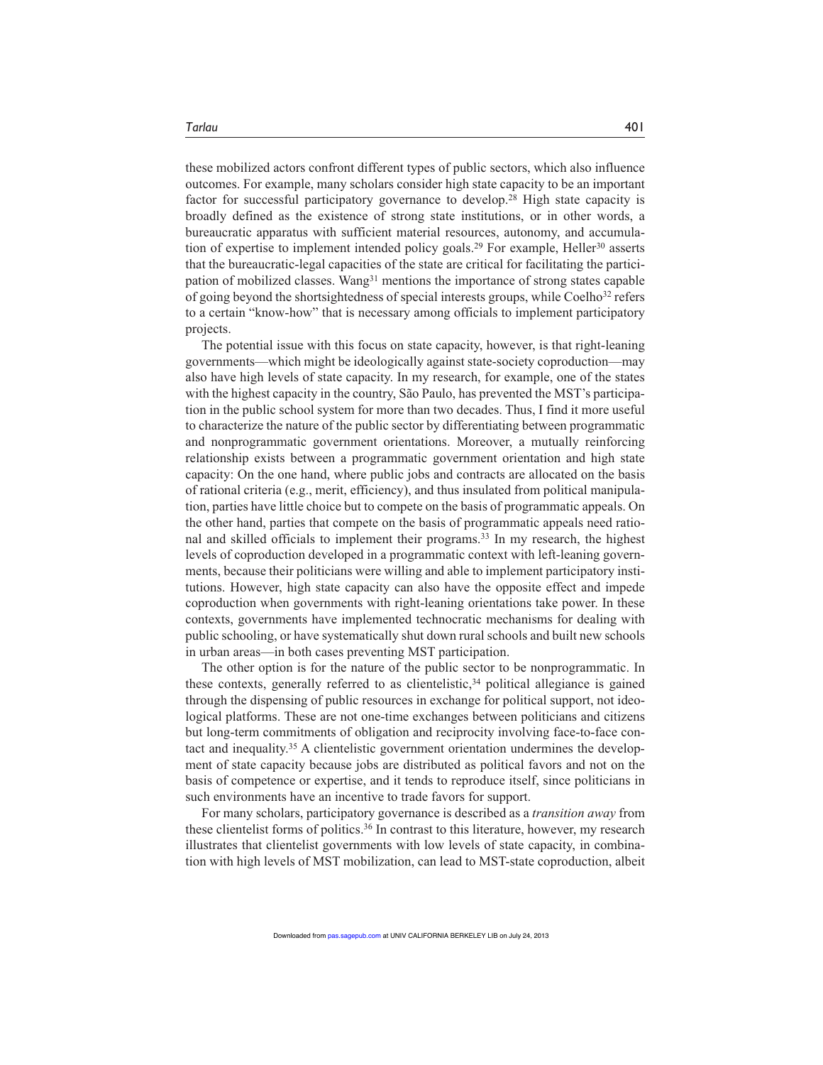these mobilized actors confront different types of public sectors, which also influence outcomes. For example, many scholars consider high state capacity to be an important factor for successful participatory governance to develop.[28] High state capacity is broadly defined as the existence of strong state institutions, or in other words, a bureaucratic apparatus with sufficient material resources, autonomy, and accumulation of expertise to implement intended policy goals.[29] For example, Heller[30] asserts that the bureaucratic-legal capacities of the state are critical for facilitating the participation of mobilized classes. Wang[31] mentions the importance of strong states capable of going beyond the shortsightedness of special interests groups, while Coelho[32] refers to a certain "know-how" that is necessary among officials to implement participatory projects.

The potential issue with this focus on state capacity, however, is that right-leaning governments—which might be ideologically against state-society coproduction—may also have high levels of state capacity. In my research, for example, one of the states with the highest capacity in the country, São Paulo, has prevented the MST's participation in the public school system for more than two decades. Thus, I find it more useful to characterize the nature of the public sector by differentiating between programmatic and nonprogrammatic government orientations. Moreover, a mutually reinforcing relationship exists between a programmatic government orientation and high state capacity: On the one hand, where public jobs and contracts are allocated on the basis of rational criteria (e.g., merit, efficiency), and thus insulated from political manipulation, parties have little choice but to compete on the basis of programmatic appeals. On the other hand, parties that compete on the basis of programmatic appeals need rational and skilled officials to implement their programs.[33] In my research, the highest levels of coproduction developed in a programmatic context with left-leaning governments, because their politicians were willing and able to implement participatory institutions. However, high state capacity can also have the opposite effect and impede coproduction when governments with right-leaning orientations take power. In these contexts, governments have implemented technocratic mechanisms for dealing with public schooling, or have systematically shut down rural schools and built new schools in urban areas—in both cases preventing MST participation.

The other option is for the nature of the public sector to be nonprogrammatic. In these contexts, generally referred to as clientelistic,[34] political allegiance is gained through the dispensing of public resources in exchange for political support, not ideological platforms. These are not one-time exchanges between politicians and citizens but long-term commitments of obligation and reciprocity involving face-to-face contact and inequality.[35] A clientelistic government orientation undermines the development of state capacity because jobs are distributed as political favors and not on the basis of competence or expertise, and it tends to reproduce itself, since politicians in such environments have an incentive to trade favors for support.

For many scholars, participatory governance is described as a *transition away* from these clientelist forms of politics.[36] In contrast to this literature, however, my research illustrates that clientelist governments with low levels of state capacity, in combination with high levels of MST mobilization, can lead to MST-state coproduction, albeit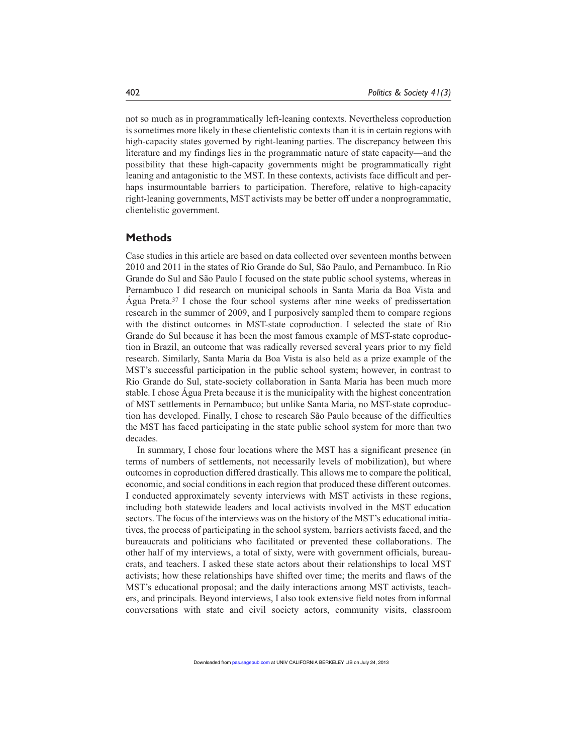not so much as in programmatically left-leaning contexts. Nevertheless coproduction is sometimes more likely in these clientelistic contexts than it is in certain regions with high-capacity states governed by right-leaning parties. The discrepancy between this literature and my findings lies in the programmatic nature of state capacity—and the possibility that these high-capacity governments might be programmatically right leaning and antagonistic to the MST. In these contexts, activists face difficult and perhaps insurmountable barriers to participation. Therefore, relative to high-capacity right-leaning governments, MST activists may be better off under a nonprogrammatic, clientelistic government.

## Methods

Case studies in this article are based on data collected over seventeen months between 2010 and 2011 in the states of Rio Grande do Sul, São Paulo, and Pernambuco. In Rio Grande do Sul and São Paulo I focused on the state public school systems, whereas in Pernambuco I did research on municipal schools in Santa Maria da Boa Vista and Água Preta.[37] I chose the four school systems after nine weeks of predissertation research in the summer of 2009, and I purposively sampled them to compare regions with the distinct outcomes in MST-state coproduction. I selected the state of Rio Grande do Sul because it has been the most famous example of MST-state coproduction in Brazil, an outcome that was radically reversed several years prior to my field research. Similarly, Santa Maria da Boa Vista is also held as a prize example of the MST's successful participation in the public school system; however, in contrast to Rio Grande do Sul, state-society collaboration in Santa Maria has been much more stable. I chose Água Preta because it is the municipality with the highest concentration of MST settlements in Pernambuco; but unlike Santa Maria, no MST-state coproduction has developed. Finally, I chose to research São Paulo because of the difficulties the MST has faced participating in the state public school system for more than two decades.

In summary, I chose four locations where the MST has a significant presence (in terms of numbers of settlements, not necessarily levels of mobilization), but where outcomes in coproduction differed drastically. This allows me to compare the political, economic, and social conditions in each region that produced these different outcomes. I conducted approximately seventy interviews with MST activists in these regions, including both statewide leaders and local activists involved in the MST education sectors. The focus of the interviews was on the history of the MST's educational initiatives, the process of participating in the school system, barriers activists faced, and the bureaucrats and politicians who facilitated or prevented these collaborations. The other half of my interviews, a total of sixty, were with government officials, bureaucrats, and teachers. I asked these state actors about their relationships to local MST activists; how these relationships have shifted over time; the merits and flaws of the MST's educational proposal; and the daily interactions among MST activists, teachers, and principals. Beyond interviews, I also took extensive field notes from informal conversations with state and civil society actors, community visits, classroom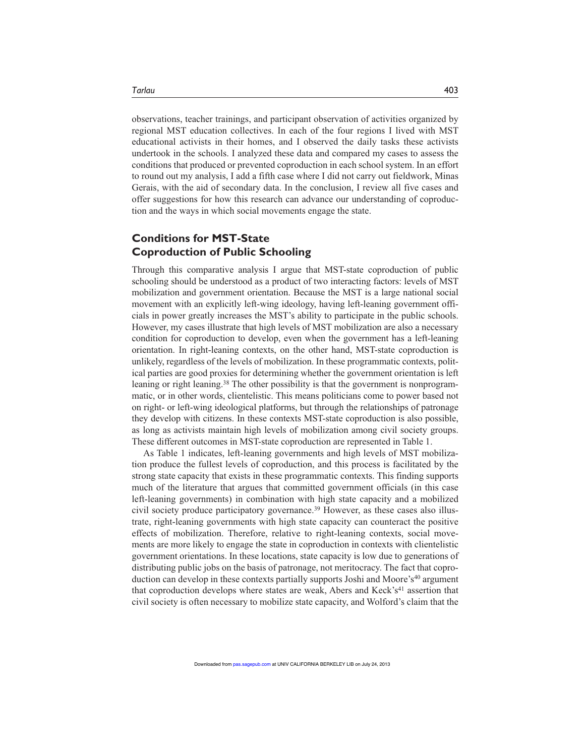observations, teacher trainings, and participant observation of activities organized by regional MST education collectives. In each of the four regions I lived with MST educational activists in their homes, and I observed the daily tasks these activists undertook in the schools. I analyzed these data and compared my cases to assess the conditions that produced or prevented coproduction in each school system. In an effort to round out my analysis, I add a fifth case where I did not carry out fieldwork, Minas Gerais, with the aid of secondary data. In the conclusion, I review all five cases and offer suggestions for how this research can advance our understanding of coproduction and the ways in which social movements engage the state.

## Conditions for MST-State Coproduction of Public Schooling

Through this comparative analysis I argue that MST-state coproduction of public schooling should be understood as a product of two interacting factors: levels of MST mobilization and government orientation. Because the MST is a large national social movement with an explicitly left-wing ideology, having left-leaning government officials in power greatly increases the MST's ability to participate in the public schools. However, my cases illustrate that high levels of MST mobilization are also a necessary condition for coproduction to develop, even when the government has a left-leaning orientation. In right-leaning contexts, on the other hand, MST-state coproduction is unlikely, regardless of the levels of mobilization. In these programmatic contexts, political parties are good proxies for determining whether the government orientation is left leaning or right leaning.[38] The other possibility is that the government is nonprogrammatic, or in other words, clientelistic. This means politicians come to power based not on right- or left-wing ideological platforms, but through the relationships of patronage they develop with citizens. In these contexts MST-state coproduction is also possible, as long as activists maintain high levels of mobilization among civil society groups. These different outcomes in MST-state coproduction are represented in Table 1.

As Table 1 indicates, left-leaning governments and high levels of MST mobilization produce the fullest levels of coproduction, and this process is facilitated by the strong state capacity that exists in these programmatic contexts. This finding supports much of the literature that argues that committed government officials (in this case left-leaning governments) in combination with high state capacity and a mobilized civil society produce participatory governance.[39] However, as these cases also illustrate, right-leaning governments with high state capacity can counteract the positive effects of mobilization. Therefore, relative to right-leaning contexts, social movements are more likely to engage the state in coproduction in contexts with clientelistic government orientations. In these locations, state capacity is low due to generations of distributing public jobs on the basis of patronage, not meritocracy. The fact that coproduction can develop in these contexts partially supports Joshi and Moore's[40] argument that coproduction develops where states are weak, Abers and Keck's[41] assertion that civil society is often necessary to mobilize state capacity, and Wolford's claim that the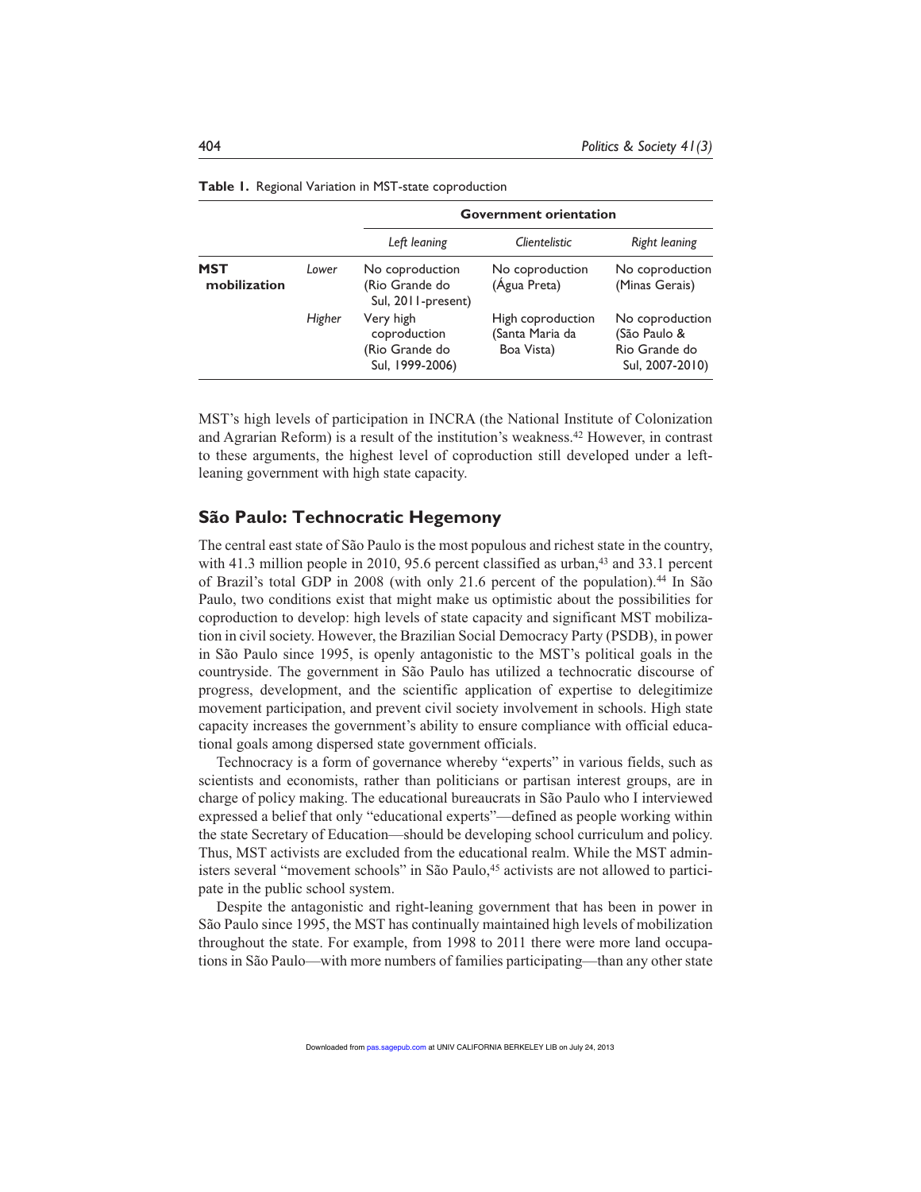**Table 1.** Regional Variation in MST-state coproduction

| | | Government orientation | | |
|---|---|---|---|---|
| | | *Left leaning* | *Clientelistic* | *Right leaning* |
| **MST mobilization** | *Lower* | No coproduction (Rio Grande do Sul, 2011-present) | No coproduction (Água Preta) | No coproduction (Minas Gerais) |
| | *Higher* | Very high coproduction (Rio Grande do Sul, 1999-2006) | High coproduction (Santa Maria da Boa Vista) | No coproduction (São Paulo & Rio Grande do Sul, 2007-2010) |

MST's high levels of participation in INCRA (the National Institute of Colonization and Agrarian Reform) is a result of the institution's weakness.[42] However, in contrast to these arguments, the highest level of coproduction still developed under a left-leaning government with high state capacity.

## São Paulo: Technocratic Hegemony

The central east state of São Paulo is the most populous and richest state in the country, with 41.3 million people in 2010, 95.6 percent classified as urban,[43] and 33.1 percent of Brazil's total GDP in 2008 (with only 21.6 percent of the population).[44] In São Paulo, two conditions exist that might make us optimistic about the possibilities for coproduction to develop: high levels of state capacity and significant MST mobilization in civil society. However, the Brazilian Social Democracy Party (PSDB), in power in São Paulo since 1995, is openly antagonistic to the MST's political goals in the countryside. The government in São Paulo has utilized a technocratic discourse of progress, development, and the scientific application of expertise to delegitimize movement participation, and prevent civil society involvement in schools. High state capacity increases the government's ability to ensure compliance with official educational goals among dispersed state government officials.

Technocracy is a form of governance whereby "experts" in various fields, such as scientists and economists, rather than politicians or partisan interest groups, are in charge of policy making. The educational bureaucrats in São Paulo who I interviewed expressed a belief that only "educational experts"—defined as people working within the state Secretary of Education—should be developing school curriculum and policy. Thus, MST activists are excluded from the educational realm. While the MST administers several "movement schools" in São Paulo,[45] activists are not allowed to participate in the public school system.

Despite the antagonistic and right-leaning government that has been in power in São Paulo since 1995, the MST has continually maintained high levels of mobilization throughout the state. For example, from 1998 to 2011 there were more land occupations in São Paulo—with more numbers of families participating—than any other state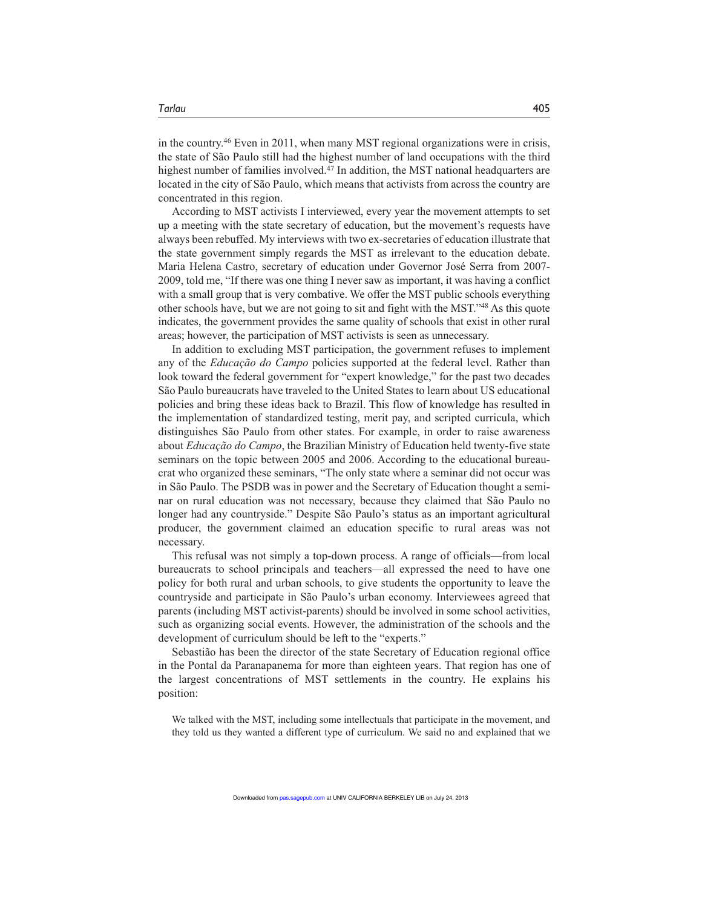in the country.[46] Even in 2011, when many MST regional organizations were in crisis, the state of São Paulo still had the highest number of land occupations with the third highest number of families involved.[47] In addition, the MST national headquarters are located in the city of São Paulo, which means that activists from across the country are concentrated in this region.

According to MST activists I interviewed, every year the movement attempts to set up a meeting with the state secretary of education, but the movement's requests have always been rebuffed. My interviews with two ex-secretaries of education illustrate that the state government simply regards the MST as irrelevant to the education debate. Maria Helena Castro, secretary of education under Governor José Serra from 2007-2009, told me, "If there was one thing I never saw as important, it was having a conflict with a small group that is very combative. We offer the MST public schools everything other schools have, but we are not going to sit and fight with the MST."[48] As this quote indicates, the government provides the same quality of schools that exist in other rural areas; however, the participation of MST activists is seen as unnecessary.

In addition to excluding MST participation, the government refuses to implement any of the *Educação do Campo* policies supported at the federal level. Rather than look toward the federal government for "expert knowledge," for the past two decades São Paulo bureaucrats have traveled to the United States to learn about US educational policies and bring these ideas back to Brazil. This flow of knowledge has resulted in the implementation of standardized testing, merit pay, and scripted curricula, which distinguishes São Paulo from other states. For example, in order to raise awareness about *Educação do Campo*, the Brazilian Ministry of Education held twenty-five state seminars on the topic between 2005 and 2006. According to the educational bureaucrat who organized these seminars, "The only state where a seminar did not occur was in São Paulo. The PSDB was in power and the Secretary of Education thought a seminar on rural education was not necessary, because they claimed that São Paulo no longer had any countryside." Despite São Paulo's status as an important agricultural producer, the government claimed an education specific to rural areas was not necessary.

This refusal was not simply a top-down process. A range of officials—from local bureaucrats to school principals and teachers—all expressed the need to have one policy for both rural and urban schools, to give students the opportunity to leave the countryside and participate in São Paulo's urban economy. Interviewees agreed that parents (including MST activist-parents) should be involved in some school activities, such as organizing social events. However, the administration of the schools and the development of curriculum should be left to the "experts."

Sebastião has been the director of the state Secretary of Education regional office in the Pontal da Paranapanema for more than eighteen years. That region has one of the largest concentrations of MST settlements in the country. He explains his position:

> We talked with the MST, including some intellectuals that participate in the movement, and they told us they wanted a different type of curriculum. We said no and explained that we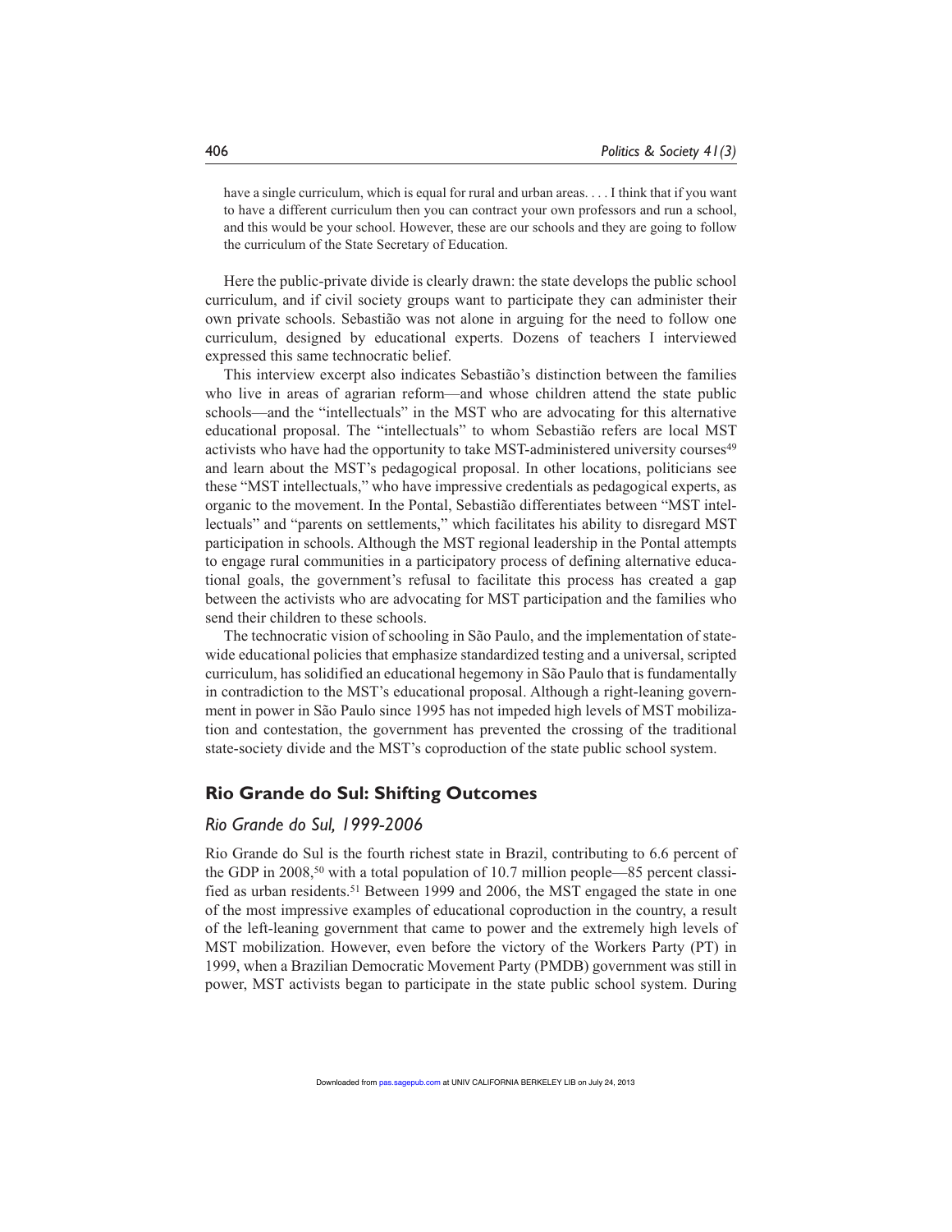> have a single curriculum, which is equal for rural and urban areas. . . . I think that if you want to have a different curriculum then you can contract your own professors and run a school, and this would be your school. However, these are our schools and they are going to follow the curriculum of the State Secretary of Education.

Here the public-private divide is clearly drawn: the state develops the public school curriculum, and if civil society groups want to participate they can administer their own private schools. Sebastião was not alone in arguing for the need to follow one curriculum, designed by educational experts. Dozens of teachers I interviewed expressed this same technocratic belief.

This interview excerpt also indicates Sebastião's distinction between the families who live in areas of agrarian reform—and whose children attend the state public schools—and the "intellectuals" in the MST who are advocating for this alternative educational proposal. The "intellectuals" to whom Sebastião refers are local MST activists who have had the opportunity to take MST-administered university courses[49] and learn about the MST's pedagogical proposal. In other locations, politicians see these "MST intellectuals," who have impressive credentials as pedagogical experts, as organic to the movement. In the Pontal, Sebastião differentiates between "MST intellectuals" and "parents on settlements," which facilitates his ability to disregard MST participation in schools. Although the MST regional leadership in the Pontal attempts to engage rural communities in a participatory process of defining alternative educational goals, the government's refusal to facilitate this process has created a gap between the activists who are advocating for MST participation and the families who send their children to these schools.

The technocratic vision of schooling in São Paulo, and the implementation of statewide educational policies that emphasize standardized testing and a universal, scripted curriculum, has solidified an educational hegemony in São Paulo that is fundamentally in contradiction to the MST's educational proposal. Although a right-leaning government in power in São Paulo since 1995 has not impeded high levels of MST mobilization and contestation, the government has prevented the crossing of the traditional state-society divide and the MST's coproduction of the state public school system.

## Rio Grande do Sul: Shifting Outcomes

### *Rio Grande do Sul, 1999-2006*

Rio Grande do Sul is the fourth richest state in Brazil, contributing to 6.6 percent of the GDP in 2008,[50] with a total population of 10.7 million people—85 percent classified as urban residents.[51] Between 1999 and 2006, the MST engaged the state in one of the most impressive examples of educational coproduction in the country, a result of the left-leaning government that came to power and the extremely high levels of MST mobilization. However, even before the victory of the Workers Party (PT) in 1999, when a Brazilian Democratic Movement Party (PMDB) government was still in power, MST activists began to participate in the state public school system. During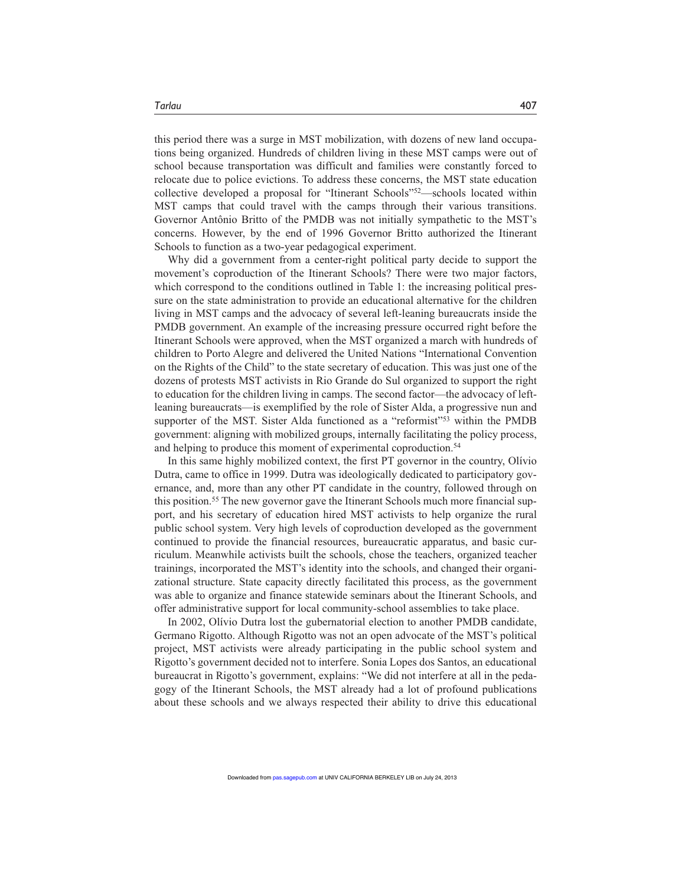this period there was a surge in MST mobilization, with dozens of new land occupations being organized. Hundreds of children living in these MST camps were out of school because transportation was difficult and families were constantly forced to relocate due to police evictions. To address these concerns, the MST state education collective developed a proposal for "Itinerant Schools"[52]—schools located within MST camps that could travel with the camps through their various transitions. Governor Antônio Britto of the PMDB was not initially sympathetic to the MST's concerns. However, by the end of 1996 Governor Britto authorized the Itinerant Schools to function as a two-year pedagogical experiment.

Why did a government from a center-right political party decide to support the movement's coproduction of the Itinerant Schools? There were two major factors, which correspond to the conditions outlined in Table 1: the increasing political pressure on the state administration to provide an educational alternative for the children living in MST camps and the advocacy of several left-leaning bureaucrats inside the PMDB government. An example of the increasing pressure occurred right before the Itinerant Schools were approved, when the MST organized a march with hundreds of children to Porto Alegre and delivered the United Nations "International Convention on the Rights of the Child" to the state secretary of education. This was just one of the dozens of protests MST activists in Rio Grande do Sul organized to support the right to education for the children living in camps. The second factor—the advocacy of left-leaning bureaucrats—is exemplified by the role of Sister Alda, a progressive nun and supporter of the MST. Sister Alda functioned as a "reformist"[53] within the PMDB government: aligning with mobilized groups, internally facilitating the policy process, and helping to produce this moment of experimental coproduction.[54]

In this same highly mobilized context, the first PT governor in the country, Olívio Dutra, came to office in 1999. Dutra was ideologically dedicated to participatory governance, and, more than any other PT candidate in the country, followed through on this position.[55] The new governor gave the Itinerant Schools much more financial support, and his secretary of education hired MST activists to help organize the rural public school system. Very high levels of coproduction developed as the government continued to provide the financial resources, bureaucratic apparatus, and basic curriculum. Meanwhile activists built the schools, chose the teachers, organized teacher trainings, incorporated the MST's identity into the schools, and changed their organizational structure. State capacity directly facilitated this process, as the government was able to organize and finance statewide seminars about the Itinerant Schools, and offer administrative support for local community-school assemblies to take place.

In 2002, Olívio Dutra lost the gubernatorial election to another PMDB candidate, Germano Rigotto. Although Rigotto was not an open advocate of the MST's political project, MST activists were already participating in the public school system and Rigotto's government decided not to interfere. Sonia Lopes dos Santos, an educational bureaucrat in Rigotto's government, explains: "We did not interfere at all in the pedagogy of the Itinerant Schools, the MST already had a lot of profound publications about these schools and we always respected their ability to drive this educational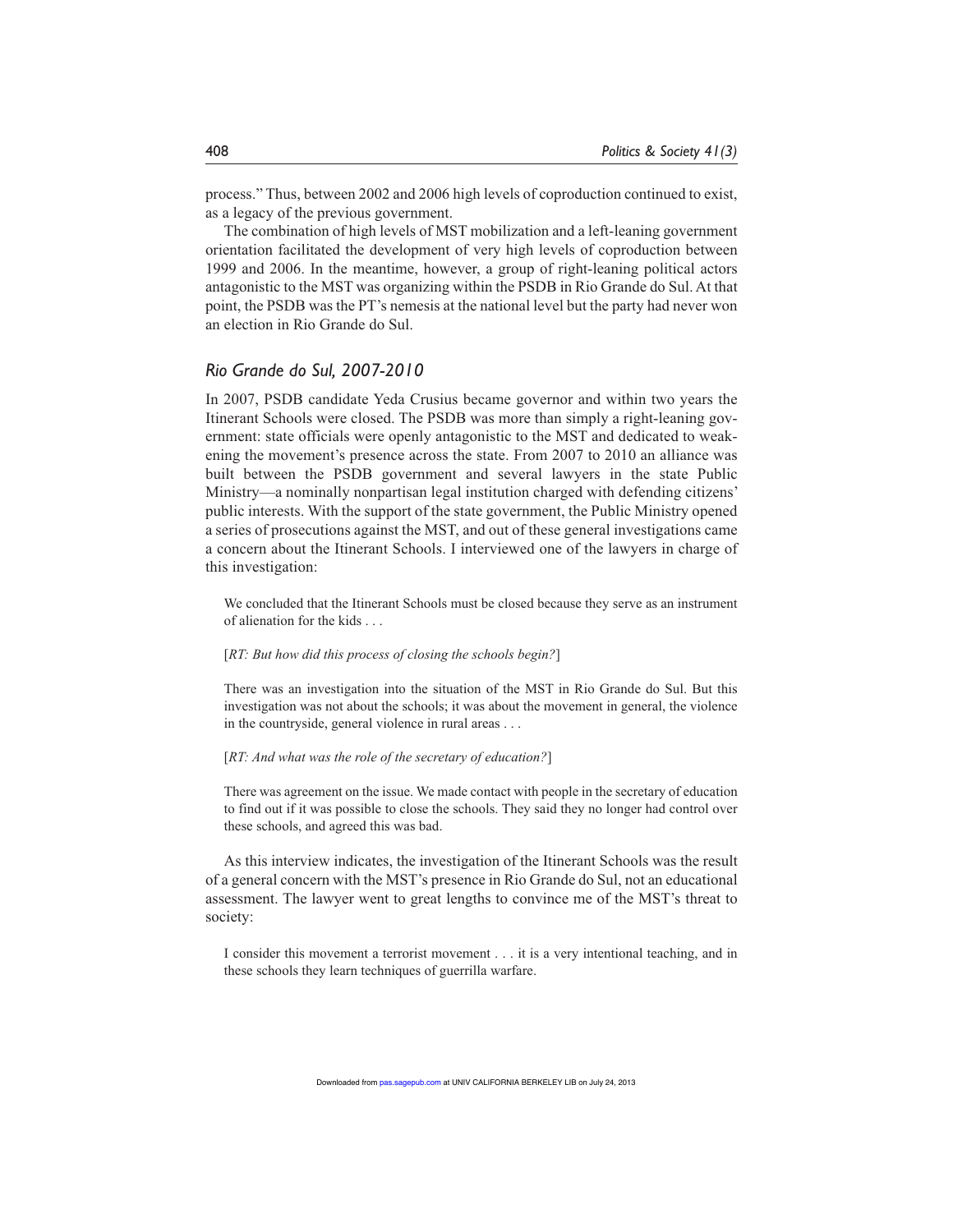process." Thus, between 2002 and 2006 high levels of coproduction continued to exist, as a legacy of the previous government.

The combination of high levels of MST mobilization and a left-leaning government orientation facilitated the development of very high levels of coproduction between 1999 and 2006. In the meantime, however, a group of right-leaning political actors antagonistic to the MST was organizing within the PSDB in Rio Grande do Sul. At that point, the PSDB was the PT's nemesis at the national level but the party had never won an election in Rio Grande do Sul.

### *Rio Grande do Sul, 2007-2010*

In 2007, PSDB candidate Yeda Crusius became governor and within two years the Itinerant Schools were closed. The PSDB was more than simply a right-leaning government: state officials were openly antagonistic to the MST and dedicated to weakening the movement's presence across the state. From 2007 to 2010 an alliance was built between the PSDB government and several lawyers in the state Public Ministry—a nominally nonpartisan legal institution charged with defending citizens' public interests. With the support of the state government, the Public Ministry opened a series of prosecutions against the MST, and out of these general investigations came a concern about the Itinerant Schools. I interviewed one of the lawyers in charge of this investigation:

> We concluded that the Itinerant Schools must be closed because they serve as an instrument of alienation for the kids . . .
>
> [*RT: But how did this process of closing the schools begin?*]
>
> There was an investigation into the situation of the MST in Rio Grande do Sul. But this investigation was not about the schools; it was about the movement in general, the violence in the countryside, general violence in rural areas . . .
>
> [*RT: And what was the role of the secretary of education?*]
>
> There was agreement on the issue. We made contact with people in the secretary of education to find out if it was possible to close the schools. They said they no longer had control over these schools, and agreed this was bad.

As this interview indicates, the investigation of the Itinerant Schools was the result of a general concern with the MST's presence in Rio Grande do Sul, not an educational assessment. The lawyer went to great lengths to convince me of the MST's threat to society:

> I consider this movement a terrorist movement . . . it is a very intentional teaching, and in these schools they learn techniques of guerrilla warfare.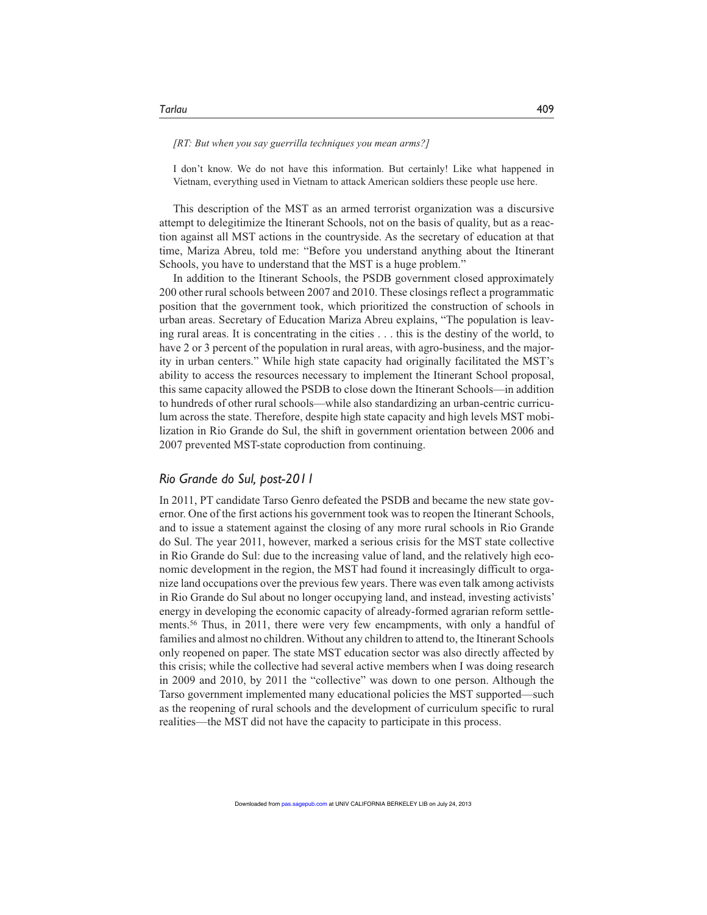*[RT: But when you say guerrilla techniques you mean arms?]*

I don't know. We do not have this information. But certainly! Like what happened in Vietnam, everything used in Vietnam to attack American soldiers these people use here.

This description of the MST as an armed terrorist organization was a discursive attempt to delegitimize the Itinerant Schools, not on the basis of quality, but as a reaction against all MST actions in the countryside. As the secretary of education at that time, Mariza Abreu, told me: "Before you understand anything about the Itinerant Schools, you have to understand that the MST is a huge problem."

In addition to the Itinerant Schools, the PSDB government closed approximately 200 other rural schools between 2007 and 2010. These closings reflect a programmatic position that the government took, which prioritized the construction of schools in urban areas. Secretary of Education Mariza Abreu explains, "The population is leaving rural areas. It is concentrating in the cities . . . this is the destiny of the world, to have 2 or 3 percent of the population in rural areas, with agro-business, and the majority in urban centers." While high state capacity had originally facilitated the MST's ability to access the resources necessary to implement the Itinerant School proposal, this same capacity allowed the PSDB to close down the Itinerant Schools—in addition to hundreds of other rural schools—while also standardizing an urban-centric curriculum across the state. Therefore, despite high state capacity and high levels MST mobilization in Rio Grande do Sul, the shift in government orientation between 2006 and 2007 prevented MST-state coproduction from continuing.

## *Rio Grande do Sul, post-2011*

In 2011, PT candidate Tarso Genro defeated the PSDB and became the new state governor. One of the first actions his government took was to reopen the Itinerant Schools, and to issue a statement against the closing of any more rural schools in Rio Grande do Sul. The year 2011, however, marked a serious crisis for the MST state collective in Rio Grande do Sul: due to the increasing value of land, and the relatively high economic development in the region, the MST had found it increasingly difficult to organize land occupations over the previous few years. There was even talk among activists in Rio Grande do Sul about no longer occupying land, and instead, investing activists' energy in developing the economic capacity of already-formed agrarian reform settlements.[56] Thus, in 2011, there were very few encampments, with only a handful of families and almost no children. Without any children to attend to, the Itinerant Schools only reopened on paper. The state MST education sector was also directly affected by this crisis; while the collective had several active members when I was doing research in 2009 and 2010, by 2011 the "collective" was down to one person. Although the Tarso government implemented many educational policies the MST supported—such as the reopening of rural schools and the development of curriculum specific to rural realities—the MST did not have the capacity to participate in this process.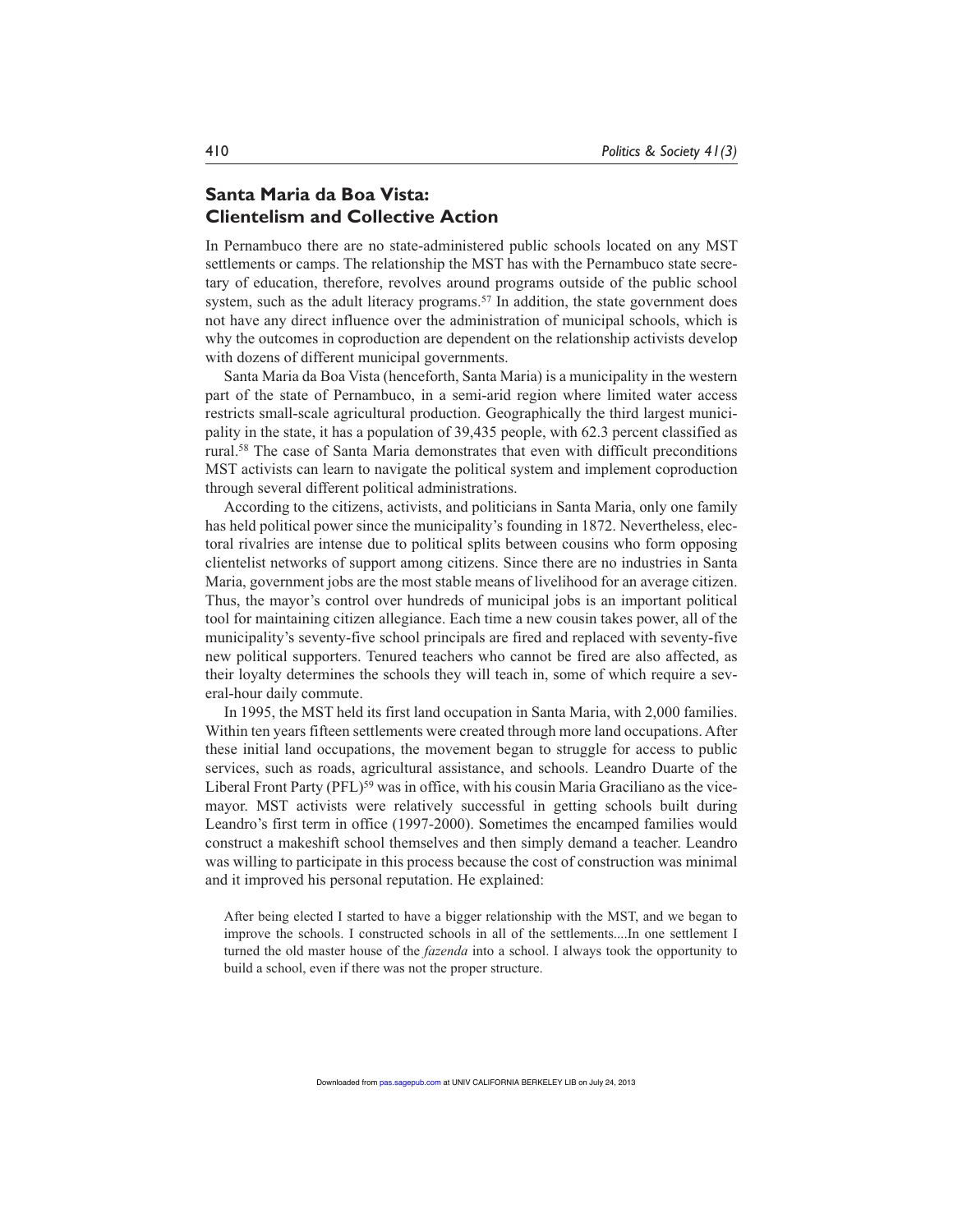## Santa Maria da Boa Vista: Clientelism and Collective Action

In Pernambuco there are no state-administered public schools located on any MST settlements or camps. The relationship the MST has with the Pernambuco state secretary of education, therefore, revolves around programs outside of the public school system, such as the adult literacy programs.[57] In addition, the state government does not have any direct influence over the administration of municipal schools, which is why the outcomes in coproduction are dependent on the relationship activists develop with dozens of different municipal governments.

Santa Maria da Boa Vista (henceforth, Santa Maria) is a municipality in the western part of the state of Pernambuco, in a semi-arid region where limited water access restricts small-scale agricultural production. Geographically the third largest municipality in the state, it has a population of 39,435 people, with 62.3 percent classified as rural.[58] The case of Santa Maria demonstrates that even with difficult preconditions MST activists can learn to navigate the political system and implement coproduction through several different political administrations.

According to the citizens, activists, and politicians in Santa Maria, only one family has held political power since the municipality's founding in 1872. Nevertheless, electoral rivalries are intense due to political splits between cousins who form opposing clientelist networks of support among citizens. Since there are no industries in Santa Maria, government jobs are the most stable means of livelihood for an average citizen. Thus, the mayor's control over hundreds of municipal jobs is an important political tool for maintaining citizen allegiance. Each time a new cousin takes power, all of the municipality's seventy-five school principals are fired and replaced with seventy-five new political supporters. Tenured teachers who cannot be fired are also affected, as their loyalty determines the schools they will teach in, some of which require a several-hour daily commute.

In 1995, the MST held its first land occupation in Santa Maria, with 2,000 families. Within ten years fifteen settlements were created through more land occupations. After these initial land occupations, the movement began to struggle for access to public services, such as roads, agricultural assistance, and schools. Leandro Duarte of the Liberal Front Party (PFL)[59] was in office, with his cousin Maria Graciliano as the vice-mayor. MST activists were relatively successful in getting schools built during Leandro's first term in office (1997-2000). Sometimes the encamped families would construct a makeshift school themselves and then simply demand a teacher. Leandro was willing to participate in this process because the cost of construction was minimal and it improved his personal reputation. He explained:

> After being elected I started to have a bigger relationship with the MST, and we began to improve the schools. I constructed schools in all of the settlements....In one settlement I turned the old master house of the *fazenda* into a school. I always took the opportunity to build a school, even if there was not the proper structure.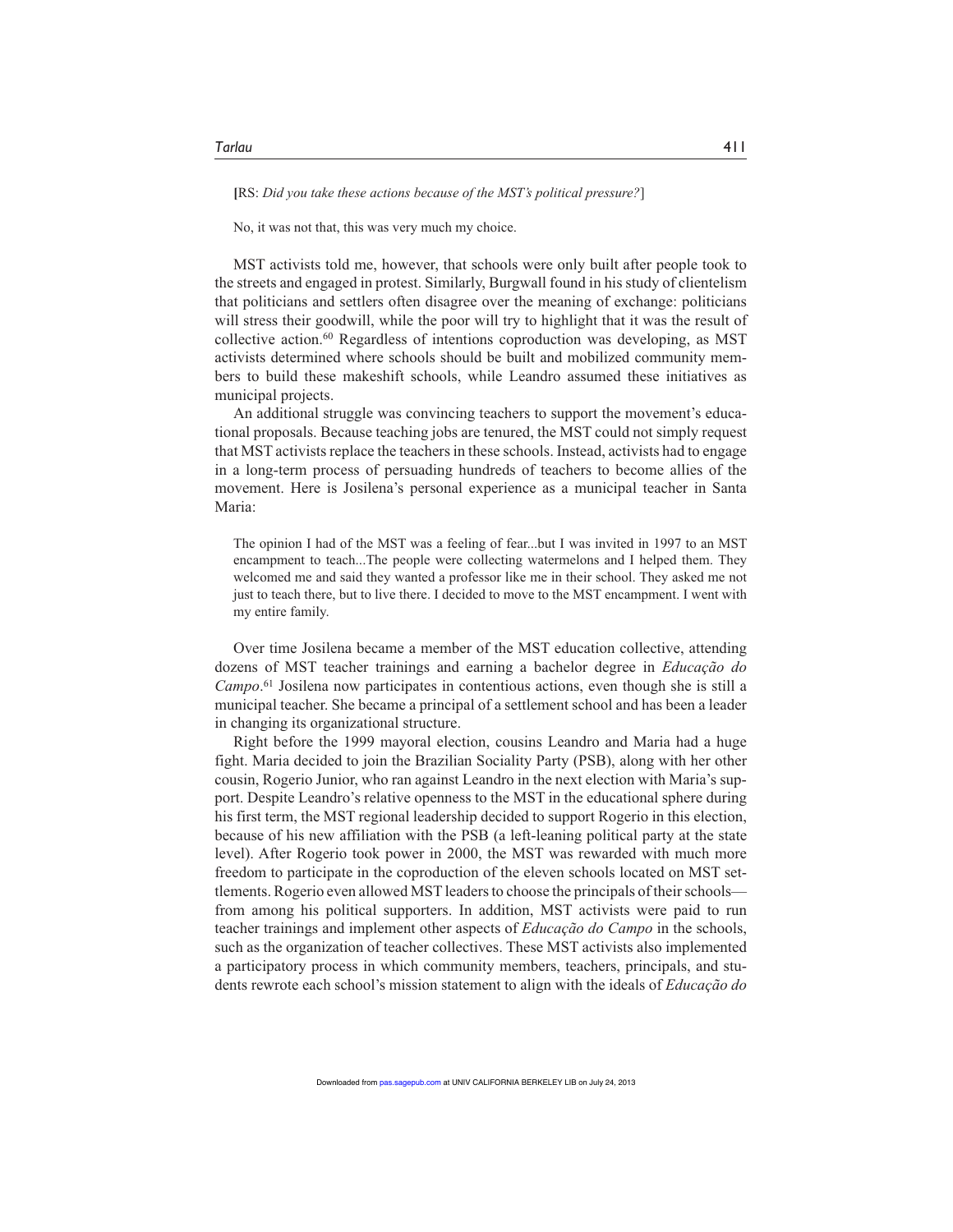[RS: *Did you take these actions because of the MST's political pressure?*]

No, it was not that, this was very much my choice.

MST activists told me, however, that schools were only built after people took to the streets and engaged in protest. Similarly, Burgwall found in his study of clientelism that politicians and settlers often disagree over the meaning of exchange: politicians will stress their goodwill, while the poor will try to highlight that it was the result of collective action.[60] Regardless of intentions coproduction was developing, as MST activists determined where schools should be built and mobilized community members to build these makeshift schools, while Leandro assumed these initiatives as municipal projects.

An additional struggle was convincing teachers to support the movement's educational proposals. Because teaching jobs are tenured, the MST could not simply request that MST activists replace the teachers in these schools. Instead, activists had to engage in a long-term process of persuading hundreds of teachers to become allies of the movement. Here is Josilena's personal experience as a municipal teacher in Santa Maria:

> The opinion I had of the MST was a feeling of fear...but I was invited in 1997 to an MST encampment to teach...The people were collecting watermelons and I helped them. They welcomed me and said they wanted a professor like me in their school. They asked me not just to teach there, but to live there. I decided to move to the MST encampment. I went with my entire family.

Over time Josilena became a member of the MST education collective, attending dozens of MST teacher trainings and earning a bachelor degree in *Educação do Campo*.[61] Josilena now participates in contentious actions, even though she is still a municipal teacher. She became a principal of a settlement school and has been a leader in changing its organizational structure.

Right before the 1999 mayoral election, cousins Leandro and Maria had a huge fight. Maria decided to join the Brazilian Sociality Party (PSB), along with her other cousin, Rogerio Junior, who ran against Leandro in the next election with Maria's support. Despite Leandro's relative openness to the MST in the educational sphere during his first term, the MST regional leadership decided to support Rogerio in this election, because of his new affiliation with the PSB (a left-leaning political party at the state level). After Rogerio took power in 2000, the MST was rewarded with much more freedom to participate in the coproduction of the eleven schools located on MST settlements. Rogerio even allowed MST leaders to choose the principals of their schools—from among his political supporters. In addition, MST activists were paid to run teacher trainings and implement other aspects of *Educação do Campo* in the schools, such as the organization of teacher collectives. These MST activists also implemented a participatory process in which community members, teachers, principals, and students rewrote each school's mission statement to align with the ideals of *Educação do*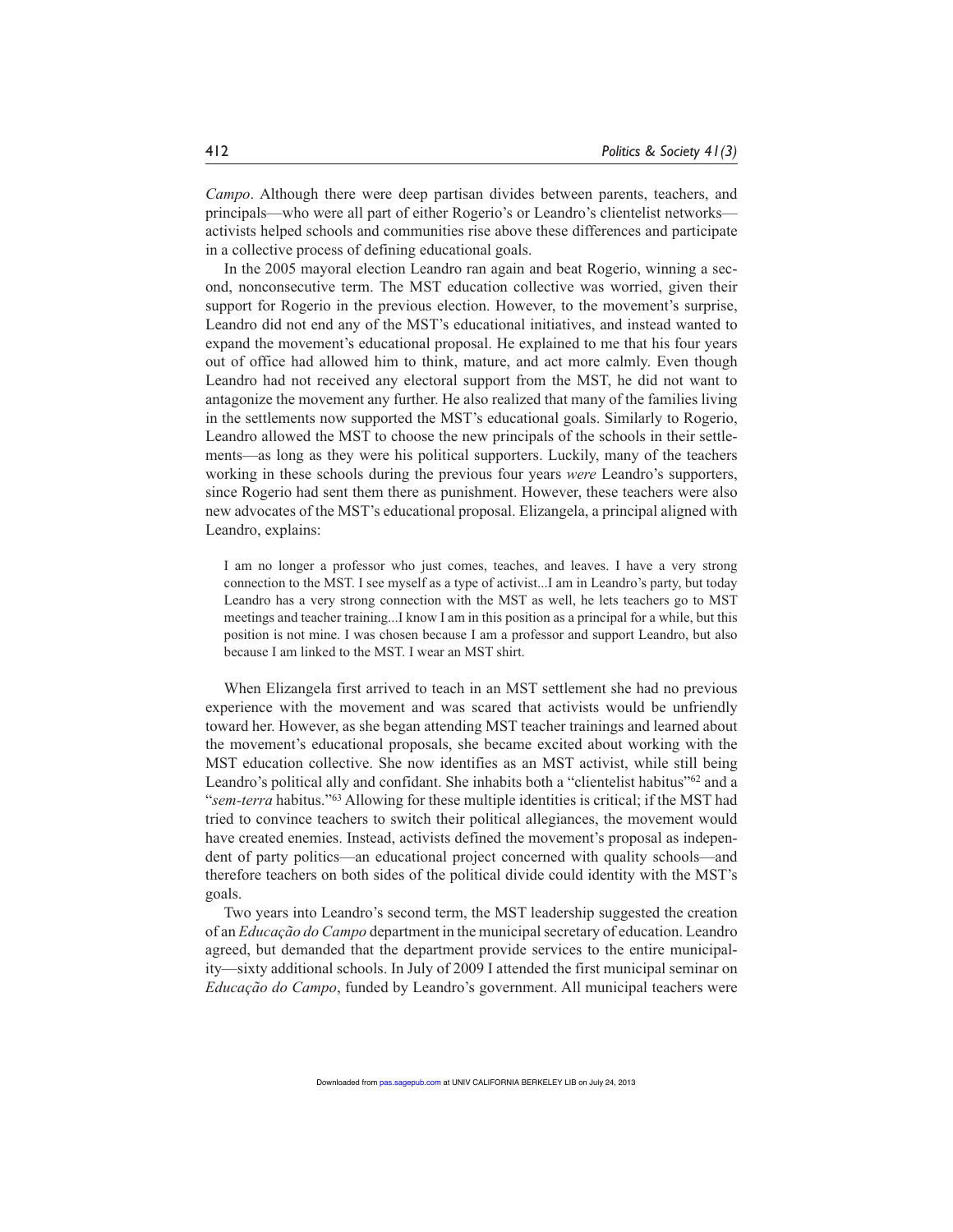*Campo*. Although there were deep partisan divides between parents, teachers, and principals—who were all part of either Rogerio's or Leandro's clientelist networks—activists helped schools and communities rise above these differences and participate in a collective process of defining educational goals.

In the 2005 mayoral election Leandro ran again and beat Rogerio, winning a second, nonconsecutive term. The MST education collective was worried, given their support for Rogerio in the previous election. However, to the movement's surprise, Leandro did not end any of the MST's educational initiatives, and instead wanted to expand the movement's educational proposal. He explained to me that his four years out of office had allowed him to think, mature, and act more calmly. Even though Leandro had not received any electoral support from the MST, he did not want to antagonize the movement any further. He also realized that many of the families living in the settlements now supported the MST's educational goals. Similarly to Rogerio, Leandro allowed the MST to choose the new principals of the schools in their settlements—as long as they were his political supporters. Luckily, many of the teachers working in these schools during the previous four years *were* Leandro's supporters, since Rogerio had sent them there as punishment. However, these teachers were also new advocates of the MST's educational proposal. Elizangela, a principal aligned with Leandro, explains:

> I am no longer a professor who just comes, teaches, and leaves. I have a very strong connection to the MST. I see myself as a type of activist...I am in Leandro's party, but today Leandro has a very strong connection with the MST as well, he lets teachers go to MST meetings and teacher training...I know I am in this position as a principal for a while, but this position is not mine. I was chosen because I am a professor and support Leandro, but also because I am linked to the MST. I wear an MST shirt.

When Elizangela first arrived to teach in an MST settlement she had no previous experience with the movement and was scared that activists would be unfriendly toward her. However, as she began attending MST teacher trainings and learned about the movement's educational proposals, she became excited about working with the MST education collective. She now identifies as an MST activist, while still being Leandro's political ally and confidant. She inhabits both a "clientelist habitus"[62] and a "*sem-terra* habitus."[63] Allowing for these multiple identities is critical; if the MST had tried to convince teachers to switch their political allegiances, the movement would have created enemies. Instead, activists defined the movement's proposal as independent of party politics—an educational project concerned with quality schools—and therefore teachers on both sides of the political divide could identity with the MST's goals.

Two years into Leandro's second term, the MST leadership suggested the creation of an *Educação do Campo* department in the municipal secretary of education. Leandro agreed, but demanded that the department provide services to the entire municipality—sixty additional schools. In July of 2009 I attended the first municipal seminar on *Educação do Campo*, funded by Leandro's government. All municipal teachers were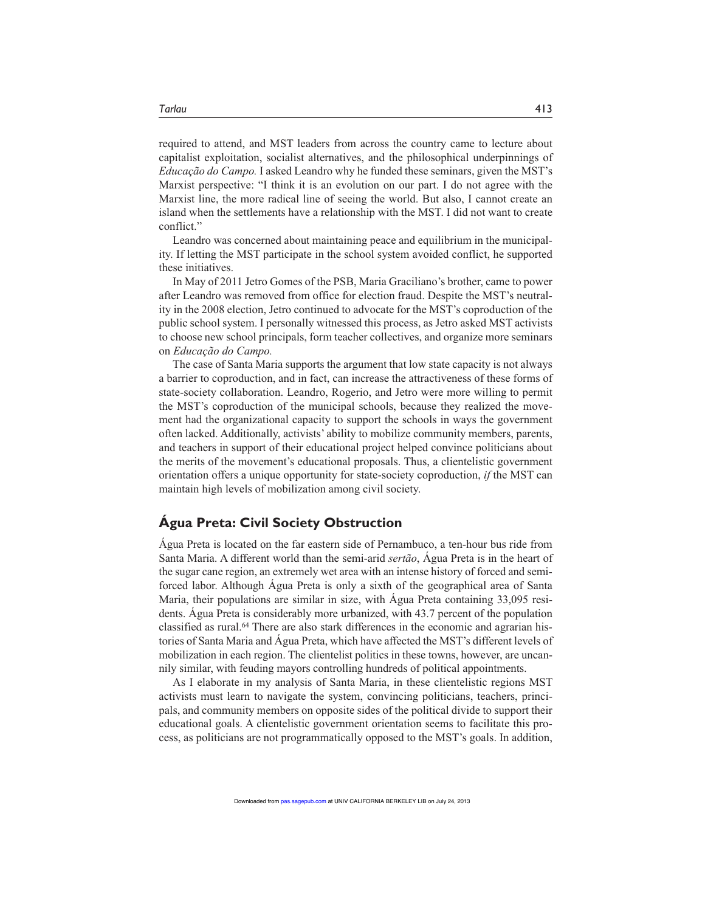required to attend, and MST leaders from across the country came to lecture about capitalist exploitation, socialist alternatives, and the philosophical underpinnings of *Educação do Campo.* I asked Leandro why he funded these seminars, given the MST's Marxist perspective: "I think it is an evolution on our part. I do not agree with the Marxist line, the more radical line of seeing the world. But also, I cannot create an island when the settlements have a relationship with the MST. I did not want to create conflict."

Leandro was concerned about maintaining peace and equilibrium in the municipality. If letting the MST participate in the school system avoided conflict, he supported these initiatives.

In May of 2011 Jetro Gomes of the PSB, Maria Graciliano's brother, came to power after Leandro was removed from office for election fraud. Despite the MST's neutrality in the 2008 election, Jetro continued to advocate for the MST's coproduction of the public school system. I personally witnessed this process, as Jetro asked MST activists to choose new school principals, form teacher collectives, and organize more seminars on *Educação do Campo.*

The case of Santa Maria supports the argument that low state capacity is not always a barrier to coproduction, and in fact, can increase the attractiveness of these forms of state-society collaboration. Leandro, Rogerio, and Jetro were more willing to permit the MST's coproduction of the municipal schools, because they realized the movement had the organizational capacity to support the schools in ways the government often lacked. Additionally, activists' ability to mobilize community members, parents, and teachers in support of their educational project helped convince politicians about the merits of the movement's educational proposals. Thus, a clientelistic government orientation offers a unique opportunity for state-society coproduction, *if* the MST can maintain high levels of mobilization among civil society.

## Água Preta: Civil Society Obstruction

Água Preta is located on the far eastern side of Pernambuco, a ten-hour bus ride from Santa Maria. A different world than the semi-arid *sertão*, Água Preta is in the heart of the sugar cane region, an extremely wet area with an intense history of forced and semi-forced labor. Although Água Preta is only a sixth of the geographical area of Santa Maria, their populations are similar in size, with Água Preta containing 33,095 residents. Água Preta is considerably more urbanized, with 43.7 percent of the population classified as rural.[64] There are also stark differences in the economic and agrarian histories of Santa Maria and Água Preta, which have affected the MST's different levels of mobilization in each region. The clientelist politics in these towns, however, are uncannily similar, with feuding mayors controlling hundreds of political appointments.

As I elaborate in my analysis of Santa Maria, in these clientelistic regions MST activists must learn to navigate the system, convincing politicians, teachers, principals, and community members on opposite sides of the political divide to support their educational goals. A clientelistic government orientation seems to facilitate this process, as politicians are not programmatically opposed to the MST's goals. In addition,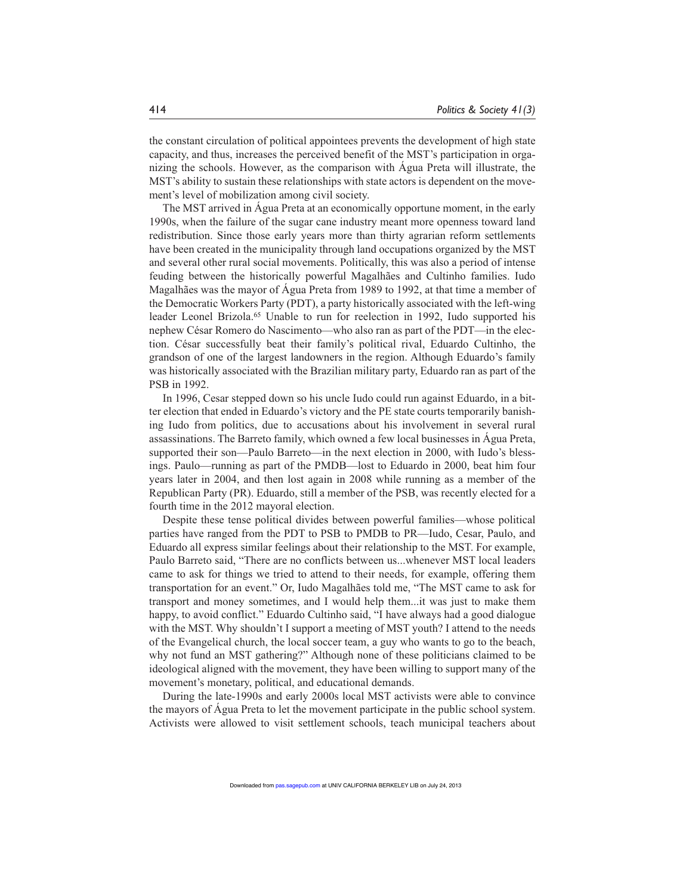the constant circulation of political appointees prevents the development of high state capacity, and thus, increases the perceived benefit of the MST's participation in organizing the schools. However, as the comparison with Água Preta will illustrate, the MST's ability to sustain these relationships with state actors is dependent on the movement's level of mobilization among civil society.

The MST arrived in Água Preta at an economically opportune moment, in the early 1990s, when the failure of the sugar cane industry meant more openness toward land redistribution. Since those early years more than thirty agrarian reform settlements have been created in the municipality through land occupations organized by the MST and several other rural social movements. Politically, this was also a period of intense feuding between the historically powerful Magalhães and Cultinho families. Iudo Magalhães was the mayor of Água Preta from 1989 to 1992, at that time a member of the Democratic Workers Party (PDT), a party historically associated with the left-wing leader Leonel Brizola.[65] Unable to run for reelection in 1992, Iudo supported his nephew César Romero do Nascimento—who also ran as part of the PDT—in the election. César successfully beat their family's political rival, Eduardo Cultinho, the grandson of one of the largest landowners in the region. Although Eduardo's family was historically associated with the Brazilian military party, Eduardo ran as part of the PSB in 1992.

In 1996, Cesar stepped down so his uncle Iudo could run against Eduardo, in a bitter election that ended in Eduardo's victory and the PE state courts temporarily banishing Iudo from politics, due to accusations about his involvement in several rural assassinations. The Barreto family, which owned a few local businesses in Água Preta, supported their son—Paulo Barreto—in the next election in 2000, with Iudo's blessings. Paulo—running as part of the PMDB—lost to Eduardo in 2000, beat him four years later in 2004, and then lost again in 2008 while running as a member of the Republican Party (PR). Eduardo, still a member of the PSB, was recently elected for a fourth time in the 2012 mayoral election.

Despite these tense political divides between powerful families—whose political parties have ranged from the PDT to PSB to PMDB to PR—Iudo, Cesar, Paulo, and Eduardo all express similar feelings about their relationship to the MST. For example, Paulo Barreto said, "There are no conflicts between us...whenever MST local leaders came to ask for things we tried to attend to their needs, for example, offering them transportation for an event." Or, Iudo Magalhães told me, "The MST came to ask for transport and money sometimes, and I would help them...it was just to make them happy, to avoid conflict." Eduardo Cultinho said, "I have always had a good dialogue with the MST. Why shouldn't I support a meeting of MST youth? I attend to the needs of the Evangelical church, the local soccer team, a guy who wants to go to the beach, why not fund an MST gathering?" Although none of these politicians claimed to be ideological aligned with the movement, they have been willing to support many of the movement's monetary, political, and educational demands.

During the late-1990s and early 2000s local MST activists were able to convince the mayors of Água Preta to let the movement participate in the public school system. Activists were allowed to visit settlement schools, teach municipal teachers about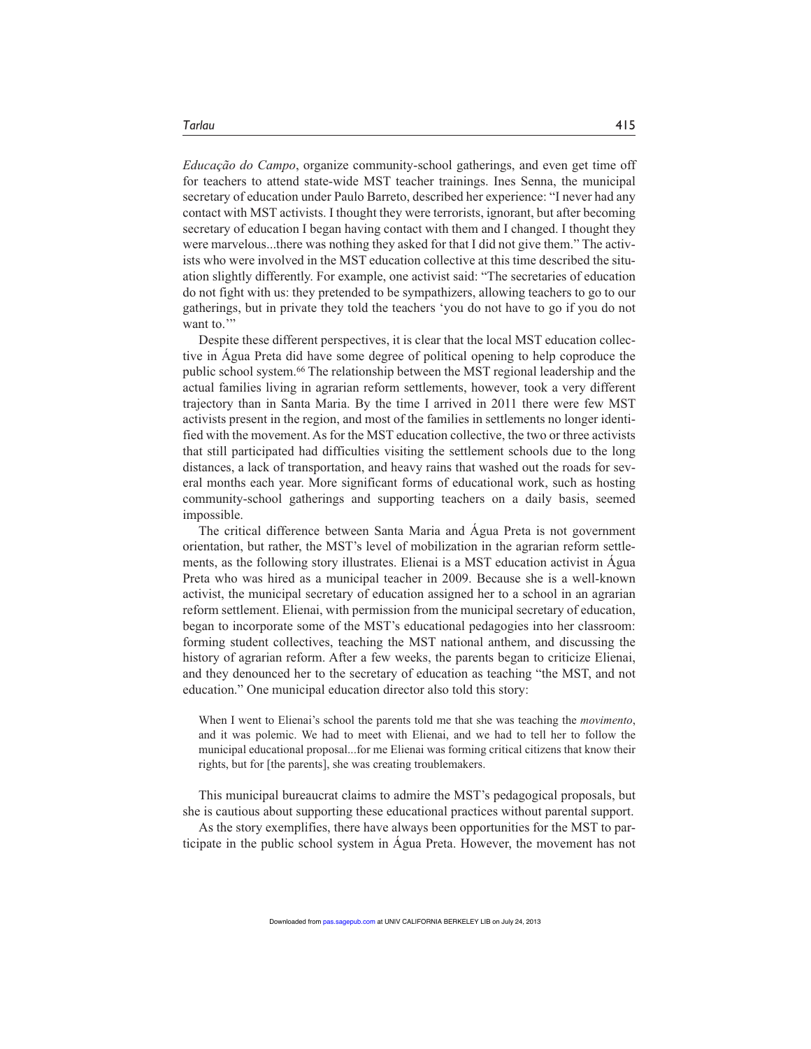*Educação do Campo*, organize community-school gatherings, and even get time off for teachers to attend state-wide MST teacher trainings. Ines Senna, the municipal secretary of education under Paulo Barreto, described her experience: "I never had any contact with MST activists. I thought they were terrorists, ignorant, but after becoming secretary of education I began having contact with them and I changed. I thought they were marvelous...there was nothing they asked for that I did not give them." The activists who were involved in the MST education collective at this time described the situation slightly differently. For example, one activist said: "The secretaries of education do not fight with us: they pretended to be sympathizers, allowing teachers to go to our gatherings, but in private they told the teachers 'you do not have to go if you do not want to.'"

Despite these different perspectives, it is clear that the local MST education collective in Água Preta did have some degree of political opening to help coproduce the public school system.[66] The relationship between the MST regional leadership and the actual families living in agrarian reform settlements, however, took a very different trajectory than in Santa Maria. By the time I arrived in 2011 there were few MST activists present in the region, and most of the families in settlements no longer identified with the movement. As for the MST education collective, the two or three activists that still participated had difficulties visiting the settlement schools due to the long distances, a lack of transportation, and heavy rains that washed out the roads for several months each year. More significant forms of educational work, such as hosting community-school gatherings and supporting teachers on a daily basis, seemed impossible.

The critical difference between Santa Maria and Água Preta is not government orientation, but rather, the MST's level of mobilization in the agrarian reform settlements, as the following story illustrates. Elienai is a MST education activist in Água Preta who was hired as a municipal teacher in 2009. Because she is a well-known activist, the municipal secretary of education assigned her to a school in an agrarian reform settlement. Elienai, with permission from the municipal secretary of education, began to incorporate some of the MST's educational pedagogies into her classroom: forming student collectives, teaching the MST national anthem, and discussing the history of agrarian reform. After a few weeks, the parents began to criticize Elienai, and they denounced her to the secretary of education as teaching "the MST, and not education." One municipal education director also told this story:

> When I went to Elienai's school the parents told me that she was teaching the *movimento*, and it was polemic. We had to meet with Elienai, and we had to tell her to follow the municipal educational proposal...for me Elienai was forming critical citizens that know their rights, but for [the parents], she was creating troublemakers.

This municipal bureaucrat claims to admire the MST's pedagogical proposals, but she is cautious about supporting these educational practices without parental support.

As the story exemplifies, there have always been opportunities for the MST to participate in the public school system in Água Preta. However, the movement has not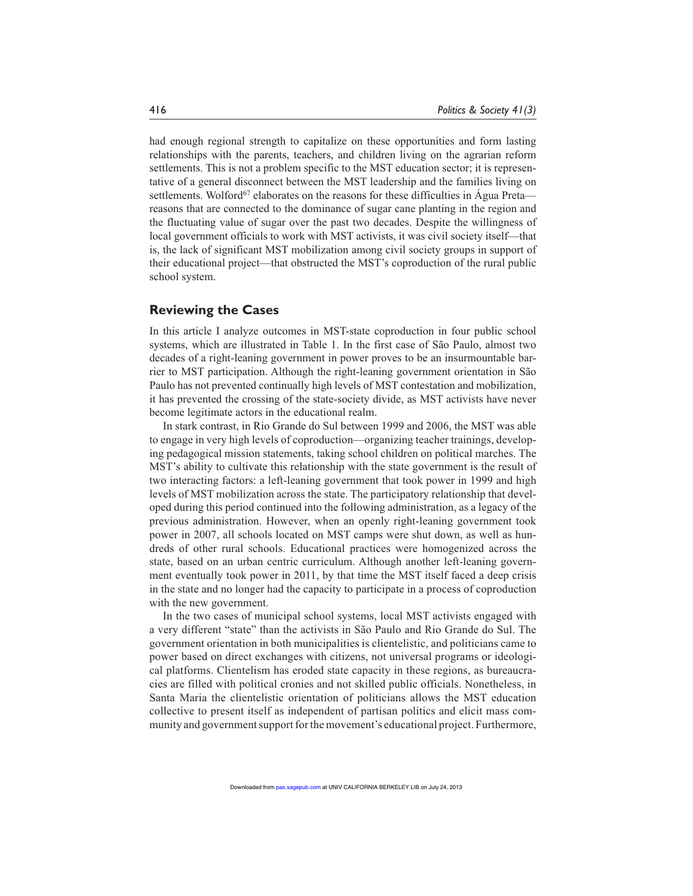had enough regional strength to capitalize on these opportunities and form lasting relationships with the parents, teachers, and children living on the agrarian reform settlements. This is not a problem specific to the MST education sector; it is representative of a general disconnect between the MST leadership and the families living on settlements. Wolford[67] elaborates on the reasons for these difficulties in Água Preta—reasons that are connected to the dominance of sugar cane planting in the region and the fluctuating value of sugar over the past two decades. Despite the willingness of local government officials to work with MST activists, it was civil society itself—that is, the lack of significant MST mobilization among civil society groups in support of their educational project—that obstructed the MST's coproduction of the rural public school system.

## Reviewing the Cases

In this article I analyze outcomes in MST-state coproduction in four public school systems, which are illustrated in Table 1. In the first case of São Paulo, almost two decades of a right-leaning government in power proves to be an insurmountable barrier to MST participation. Although the right-leaning government orientation in São Paulo has not prevented continually high levels of MST contestation and mobilization, it has prevented the crossing of the state-society divide, as MST activists have never become legitimate actors in the educational realm.

In stark contrast, in Rio Grande do Sul between 1999 and 2006, the MST was able to engage in very high levels of coproduction—organizing teacher trainings, developing pedagogical mission statements, taking school children on political marches. The MST's ability to cultivate this relationship with the state government is the result of two interacting factors: a left-leaning government that took power in 1999 and high levels of MST mobilization across the state. The participatory relationship that developed during this period continued into the following administration, as a legacy of the previous administration. However, when an openly right-leaning government took power in 2007, all schools located on MST camps were shut down, as well as hundreds of other rural schools. Educational practices were homogenized across the state, based on an urban centric curriculum. Although another left-leaning government eventually took power in 2011, by that time the MST itself faced a deep crisis in the state and no longer had the capacity to participate in a process of coproduction with the new government.

In the two cases of municipal school systems, local MST activists engaged with a very different "state" than the activists in São Paulo and Rio Grande do Sul. The government orientation in both municipalities is clientelistic, and politicians came to power based on direct exchanges with citizens, not universal programs or ideological platforms. Clientelism has eroded state capacity in these regions, as bureaucracies are filled with political cronies and not skilled public officials. Nonetheless, in Santa Maria the clientelistic orientation of politicians allows the MST education collective to present itself as independent of partisan politics and elicit mass community and government support for the movement's educational project. Furthermore,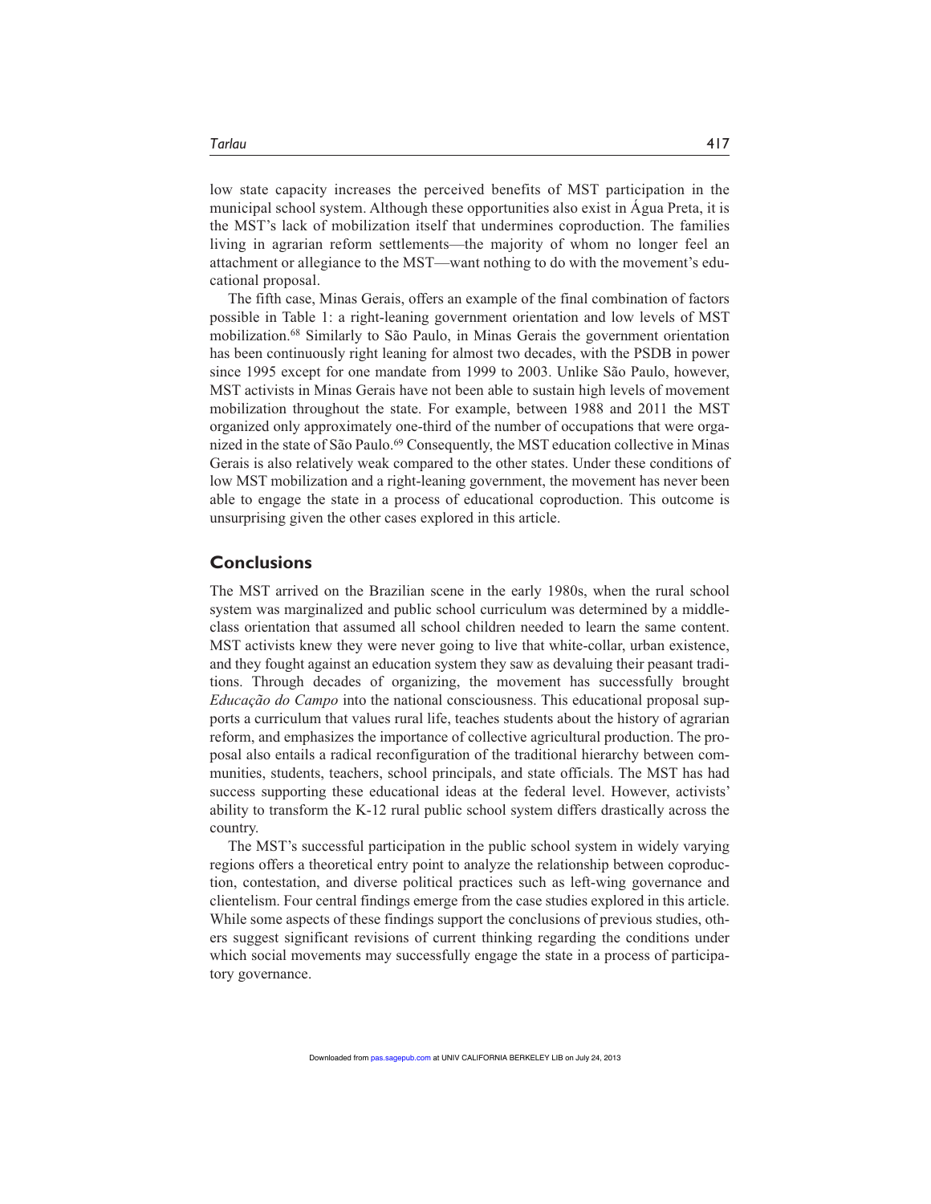low state capacity increases the perceived benefits of MST participation in the municipal school system. Although these opportunities also exist in Água Preta, it is the MST's lack of mobilization itself that undermines coproduction. The families living in agrarian reform settlements—the majority of whom no longer feel an attachment or allegiance to the MST—want nothing to do with the movement's educational proposal.

The fifth case, Minas Gerais, offers an example of the final combination of factors possible in Table 1: a right-leaning government orientation and low levels of MST mobilization.[68] Similarly to São Paulo, in Minas Gerais the government orientation has been continuously right leaning for almost two decades, with the PSDB in power since 1995 except for one mandate from 1999 to 2003. Unlike São Paulo, however, MST activists in Minas Gerais have not been able to sustain high levels of movement mobilization throughout the state. For example, between 1988 and 2011 the MST organized only approximately one-third of the number of occupations that were organized in the state of São Paulo.[69] Consequently, the MST education collective in Minas Gerais is also relatively weak compared to the other states. Under these conditions of low MST mobilization and a right-leaning government, the movement has never been able to engage the state in a process of educational coproduction. This outcome is unsurprising given the other cases explored in this article.

## Conclusions

The MST arrived on the Brazilian scene in the early 1980s, when the rural school system was marginalized and public school curriculum was determined by a middle-class orientation that assumed all school children needed to learn the same content. MST activists knew they were never going to live that white-collar, urban existence, and they fought against an education system they saw as devaluing their peasant traditions. Through decades of organizing, the movement has successfully brought *Educação do Campo* into the national consciousness. This educational proposal supports a curriculum that values rural life, teaches students about the history of agrarian reform, and emphasizes the importance of collective agricultural production. The proposal also entails a radical reconfiguration of the traditional hierarchy between communities, students, teachers, school principals, and state officials. The MST has had success supporting these educational ideas at the federal level. However, activists' ability to transform the K-12 rural public school system differs drastically across the country.

The MST's successful participation in the public school system in widely varying regions offers a theoretical entry point to analyze the relationship between coproduction, contestation, and diverse political practices such as left-wing governance and clientelism. Four central findings emerge from the case studies explored in this article. While some aspects of these findings support the conclusions of previous studies, others suggest significant revisions of current thinking regarding the conditions under which social movements may successfully engage the state in a process of participatory governance.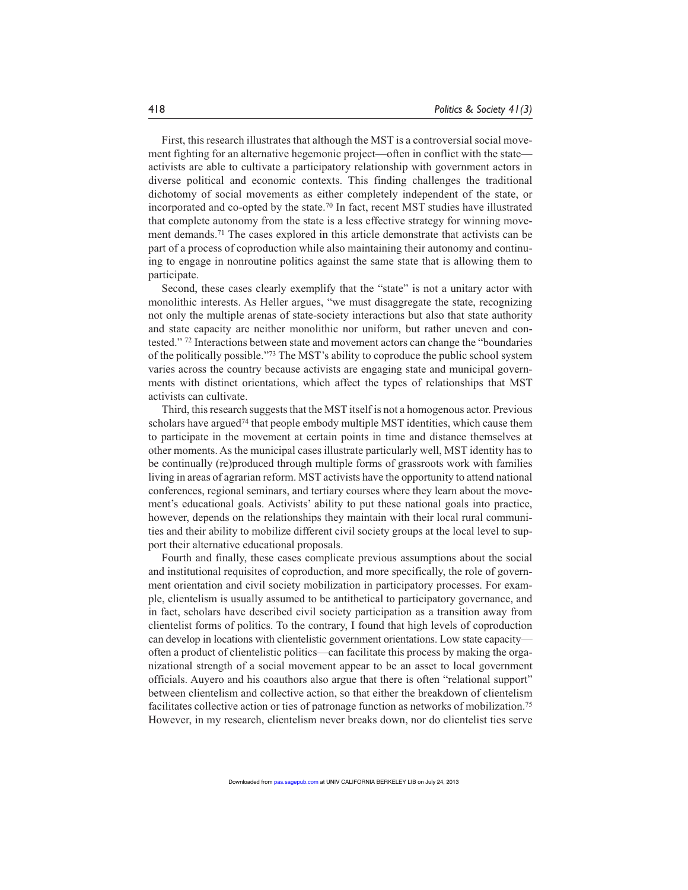First, this research illustrates that although the MST is a controversial social movement fighting for an alternative hegemonic project—often in conflict with the state—activists are able to cultivate a participatory relationship with government actors in diverse political and economic contexts. This finding challenges the traditional dichotomy of social movements as either completely independent of the state, or incorporated and co-opted by the state.[70] In fact, recent MST studies have illustrated that complete autonomy from the state is a less effective strategy for winning movement demands.[71] The cases explored in this article demonstrate that activists can be part of a process of coproduction while also maintaining their autonomy and continuing to engage in nonroutine politics against the same state that is allowing them to participate.

Second, these cases clearly exemplify that the "state" is not a unitary actor with monolithic interests. As Heller argues, "we must disaggregate the state, recognizing not only the multiple arenas of state-society interactions but also that state authority and state capacity are neither monolithic nor uniform, but rather uneven and contested." [72] Interactions between state and movement actors can change the "boundaries of the politically possible."[73] The MST's ability to coproduce the public school system varies across the country because activists are engaging state and municipal governments with distinct orientations, which affect the types of relationships that MST activists can cultivate.

Third, this research suggests that the MST itself is not a homogenous actor. Previous scholars have argued[74] that people embody multiple MST identities, which cause them to participate in the movement at certain points in time and distance themselves at other moments. As the municipal cases illustrate particularly well, MST identity has to be continually (re)produced through multiple forms of grassroots work with families living in areas of agrarian reform. MST activists have the opportunity to attend national conferences, regional seminars, and tertiary courses where they learn about the movement's educational goals. Activists' ability to put these national goals into practice, however, depends on the relationships they maintain with their local rural communities and their ability to mobilize different civil society groups at the local level to support their alternative educational proposals.

Fourth and finally, these cases complicate previous assumptions about the social and institutional requisites of coproduction, and more specifically, the role of government orientation and civil society mobilization in participatory processes. For example, clientelism is usually assumed to be antithetical to participatory governance, and in fact, scholars have described civil society participation as a transition away from clientelist forms of politics. To the contrary, I found that high levels of coproduction can develop in locations with clientelistic government orientations. Low state capacity—often a product of clientelistic politics—can facilitate this process by making the organizational strength of a social movement appear to be an asset to local government officials. Auyero and his coauthors also argue that there is often "relational support" between clientelism and collective action, so that either the breakdown of clientelism facilitates collective action or ties of patronage function as networks of mobilization.[75] However, in my research, clientelism never breaks down, nor do clientelist ties serve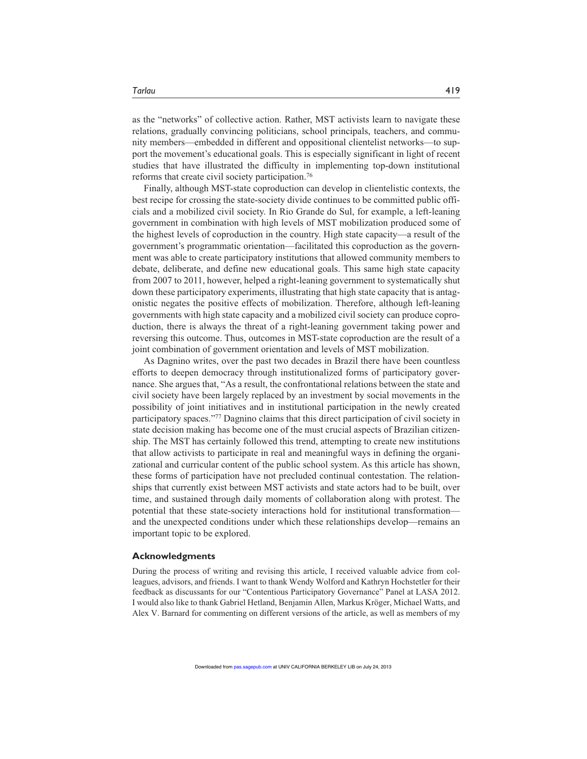as the "networks" of collective action. Rather, MST activists learn to navigate these relations, gradually convincing politicians, school principals, teachers, and community members—embedded in different and oppositional clientelist networks—to support the movement's educational goals. This is especially significant in light of recent studies that have illustrated the difficulty in implementing top-down institutional reforms that create civil society participation.[76]

Finally, although MST-state coproduction can develop in clientelistic contexts, the best recipe for crossing the state-society divide continues to be committed public officials and a mobilized civil society. In Rio Grande do Sul, for example, a left-leaning government in combination with high levels of MST mobilization produced some of the highest levels of coproduction in the country. High state capacity—a result of the government's programmatic orientation—facilitated this coproduction as the government was able to create participatory institutions that allowed community members to debate, deliberate, and define new educational goals. This same high state capacity from 2007 to 2011, however, helped a right-leaning government to systematically shut down these participatory experiments, illustrating that high state capacity that is antagonistic negates the positive effects of mobilization. Therefore, although left-leaning governments with high state capacity and a mobilized civil society can produce coproduction, there is always the threat of a right-leaning government taking power and reversing this outcome. Thus, outcomes in MST-state coproduction are the result of a joint combination of government orientation and levels of MST mobilization.

As Dagnino writes, over the past two decades in Brazil there have been countless efforts to deepen democracy through institutionalized forms of participatory governance. She argues that, "As a result, the confrontational relations between the state and civil society have been largely replaced by an investment by social movements in the possibility of joint initiatives and in institutional participation in the newly created participatory spaces."[77] Dagnino claims that this direct participation of civil society in state decision making has become one of the must crucial aspects of Brazilian citizenship. The MST has certainly followed this trend, attempting to create new institutions that allow activists to participate in real and meaningful ways in defining the organizational and curricular content of the public school system. As this article has shown, these forms of participation have not precluded continual contestation. The relationships that currently exist between MST activists and state actors had to be built, over time, and sustained through daily moments of collaboration along with protest. The potential that these state-society interactions hold for institutional transformation—and the unexpected conditions under which these relationships develop—remains an important topic to be explored.

## Acknowledgments

During the process of writing and revising this article, I received valuable advice from colleagues, advisors, and friends. I want to thank Wendy Wolford and Kathryn Hochstetler for their feedback as discussants for our "Contentious Participatory Governance" Panel at LASA 2012. I would also like to thank Gabriel Hetland, Benjamin Allen, Markus Kröger, Michael Watts, and Alex V. Barnard for commenting on different versions of the article, as well as members of my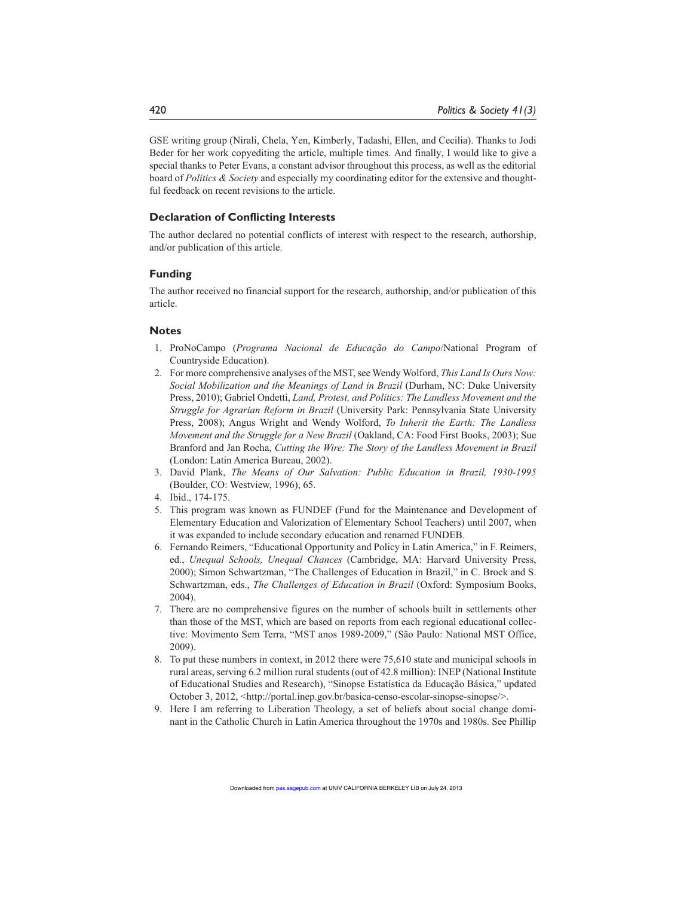GSE writing group (Nirali, Chela, Yen, Kimberly, Tadashi, Ellen, and Cecilia). Thanks to Jodi Beder for her work copyediting the article, multiple times. And finally, I would like to give a special thanks to Peter Evans, a constant advisor throughout this process, as well as the editorial board of *Politics & Society* and especially my coordinating editor for the extensive and thoughtful feedback on recent revisions to the article.

### Declaration of Conflicting Interests

The author declared no potential conflicts of interest with respect to the research, authorship, and/or publication of this article.

### Funding

The author received no financial support for the research, authorship, and/or publication of this article.

### Notes

1. ProNoCampo (*Programa Nacional de Educação do Campo*/National Program of Countryside Education).
2. For more comprehensive analyses of the MST, see Wendy Wolford, *This Land Is Ours Now: Social Mobilization and the Meanings of Land in Brazil* (Durham, NC: Duke University Press, 2010); Gabriel Ondetti, *Land, Protest, and Politics: The Landless Movement and the Struggle for Agrarian Reform in Brazil* (University Park: Pennsylvania State University Press, 2008); Angus Wright and Wendy Wolford, *To Inherit the Earth: The Landless Movement and the Struggle for a New Brazil* (Oakland, CA: Food First Books, 2003); Sue Branford and Jan Rocha, *Cutting the Wire: The Story of the Landless Movement in Brazil* (London: Latin America Bureau, 2002).
3. David Plank, *The Means of Our Salvation: Public Education in Brazil, 1930-1995* (Boulder, CO: Westview, 1996), 65.
4. Ibid., 174-175.
5. This program was known as FUNDEF (Fund for the Maintenance and Development of Elementary Education and Valorization of Elementary School Teachers) until 2007, when it was expanded to include secondary education and renamed FUNDEB.
6. Fernando Reimers, "Educational Opportunity and Policy in Latin America," in F. Reimers, ed., *Unequal Schools, Unequal Chances* (Cambridge, MA: Harvard University Press, 2000); Simon Schwartzman, "The Challenges of Education in Brazil," in C. Brock and S. Schwartzman, eds., *The Challenges of Education in Brazil* (Oxford: Symposium Books, 2004).
7. There are no comprehensive figures on the number of schools built in settlements other than those of the MST, which are based on reports from each regional educational collective: Movimento Sem Terra, "MST anos 1989-2009," (São Paulo: National MST Office, 2009).
8. To put these numbers in context, in 2012 there were 75,610 state and municipal schools in rural areas, serving 6.2 million rural students (out of 42.8 million): INEP (National Institute of Educational Studies and Research), "Sinopse Estatística da Educação Básica," updated October 3, 2012, <http://portal.inep.gov.br/basica-censo-escolar-sinopse-sinopse/>.
9. Here I am referring to Liberation Theology, a set of beliefs about social change dominant in the Catholic Church in Latin America throughout the 1970s and 1980s. See Phillip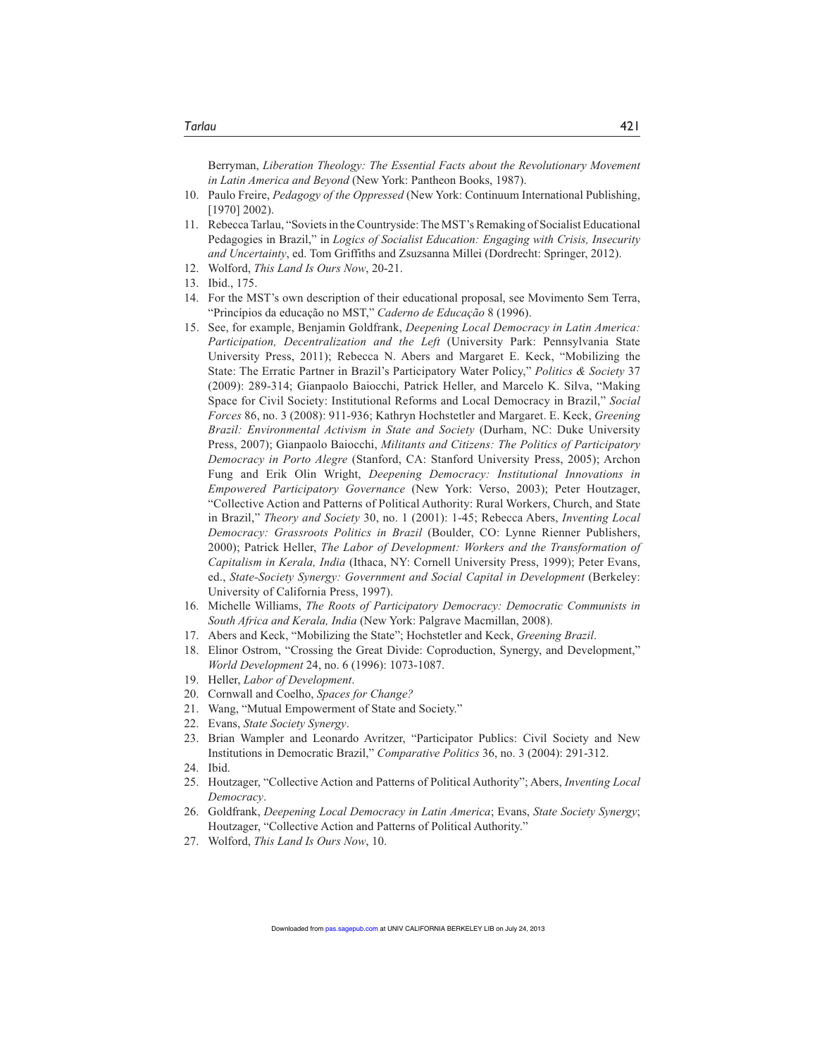Berryman, *Liberation Theology: The Essential Facts about the Revolutionary Movement in Latin America and Beyond* (New York: Pantheon Books, 1987).

10. Paulo Freire, *Pedagogy of the Oppressed* (New York: Continuum International Publishing, [1970] 2002).
11. Rebecca Tarlau, "Soviets in the Countryside: The MST's Remaking of Socialist Educational Pedagogies in Brazil," in *Logics of Socialist Education: Engaging with Crisis, Insecurity and Uncertainty*, ed. Tom Griffiths and Zsuzsanna Millei (Dordrecht: Springer, 2012).
12. Wolford, *This Land Is Ours Now*, 20-21.
13. Ibid., 175.
14. For the MST's own description of their educational proposal, see Movimento Sem Terra, "Princípios da educação no MST," *Caderno de Educação* 8 (1996).
15. See, for example, Benjamin Goldfrank, *Deepening Local Democracy in Latin America: Participation, Decentralization and the Left* (University Park: Pennsylvania State University Press, 2011); Rebecca N. Abers and Margaret E. Keck, "Mobilizing the State: The Erratic Partner in Brazil's Participatory Water Policy," *Politics & Society* 37 (2009): 289-314; Gianpaolo Baiocchi, Patrick Heller, and Marcelo K. Silva, "Making Space for Civil Society: Institutional Reforms and Local Democracy in Brazil," *Social Forces* 86, no. 3 (2008): 911-936; Kathryn Hochstetler and Margaret. E. Keck, *Greening Brazil: Environmental Activism in State and Society* (Durham, NC: Duke University Press, 2007); Gianpaolo Baiocchi, *Militants and Citizens: The Politics of Participatory Democracy in Porto Alegre* (Stanford, CA: Stanford University Press, 2005); Archon Fung and Erik Olin Wright, *Deepening Democracy: Institutional Innovations in Empowered Participatory Governance* (New York: Verso, 2003); Peter Houtzager, "Collective Action and Patterns of Political Authority: Rural Workers, Church, and State in Brazil," *Theory and Society* 30, no. 1 (2001): 1-45; Rebecca Abers, *Inventing Local Democracy: Grassroots Politics in Brazil* (Boulder, CO: Lynne Rienner Publishers, 2000); Patrick Heller, *The Labor of Development: Workers and the Transformation of Capitalism in Kerala, India* (Ithaca, NY: Cornell University Press, 1999); Peter Evans, ed., *State-Society Synergy: Government and Social Capital in Development* (Berkeley: University of California Press, 1997).
16. Michelle Williams, *The Roots of Participatory Democracy: Democratic Communists in South Africa and Kerala, India* (New York: Palgrave Macmillan, 2008).
17. Abers and Keck, "Mobilizing the State"; Hochstetler and Keck, *Greening Brazil*.
18. Elinor Ostrom, "Crossing the Great Divide: Coproduction, Synergy, and Development," *World Development* 24, no. 6 (1996): 1073-1087.
19. Heller, *Labor of Development*.
20. Cornwall and Coelho, *Spaces for Change?*
21. Wang, "Mutual Empowerment of State and Society."
22. Evans, *State Society Synergy*.
23. Brian Wampler and Leonardo Avritzer, "Participator Publics: Civil Society and New Institutions in Democratic Brazil," *Comparative Politics* 36, no. 3 (2004): 291-312.
24. Ibid.
25. Houtzager, "Collective Action and Patterns of Political Authority"; Abers, *Inventing Local Democracy*.
26. Goldfrank, *Deepening Local Democracy in Latin America*; Evans, *State Society Synergy*; Houtzager, "Collective Action and Patterns of Political Authority."
27. Wolford, *This Land Is Ours Now*, 10.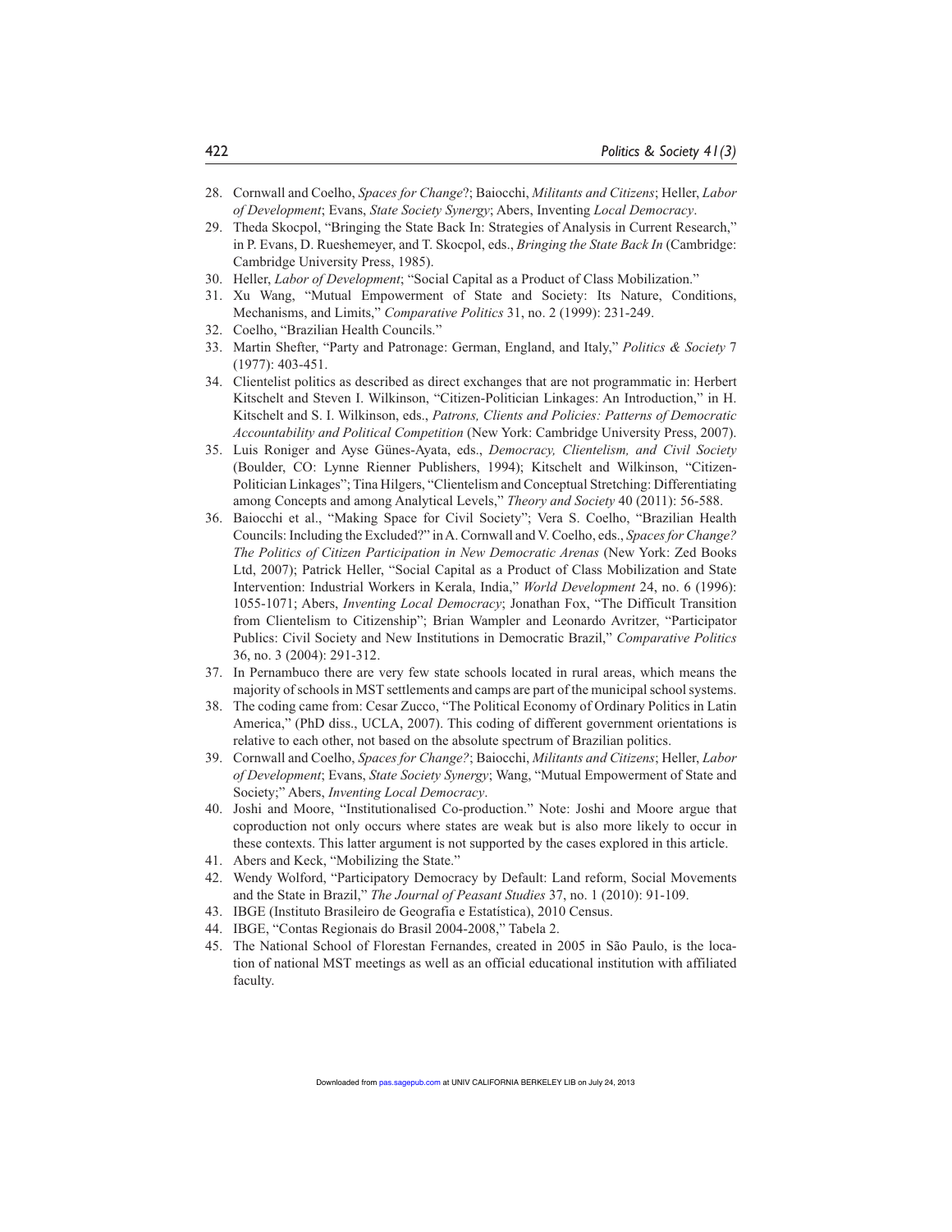28. Cornwall and Coelho, *Spaces for Change*?; Baiocchi, *Militants and Citizens*; Heller, *Labor of Development*; Evans, *State Society Synergy*; Abers, Inventing *Local Democracy*.
29. Theda Skocpol, "Bringing the State Back In: Strategies of Analysis in Current Research," in P. Evans, D. Rueshemeyer, and T. Skocpol, eds., *Bringing the State Back In* (Cambridge: Cambridge University Press, 1985).
30. Heller, *Labor of Development*; "Social Capital as a Product of Class Mobilization."
31. Xu Wang, "Mutual Empowerment of State and Society: Its Nature, Conditions, Mechanisms, and Limits," *Comparative Politics* 31, no. 2 (1999): 231-249.
32. Coelho, "Brazilian Health Councils."
33. Martin Shefter, "Party and Patronage: German, England, and Italy," *Politics & Society* 7 (1977): 403-451.
34. Clientelist politics as described as direct exchanges that are not programmatic in: Herbert Kitschelt and Steven I. Wilkinson, "Citizen-Politician Linkages: An Introduction," in H. Kitschelt and S. I. Wilkinson, eds., *Patrons, Clients and Policies: Patterns of Democratic Accountability and Political Competition* (New York: Cambridge University Press, 2007).
35. Luis Roniger and Ayse Günes-Ayata, eds., *Democracy, Clientelism, and Civil Society* (Boulder, CO: Lynne Rienner Publishers, 1994); Kitschelt and Wilkinson, "Citizen-Politician Linkages"; Tina Hilgers, "Clientelism and Conceptual Stretching: Differentiating among Concepts and among Analytical Levels," *Theory and Society* 40 (2011): 56-588.
36. Baiocchi et al., "Making Space for Civil Society"; Vera S. Coelho, "Brazilian Health Councils: Including the Excluded?" in A. Cornwall and V. Coelho, eds., *Spaces for Change? The Politics of Citizen Participation in New Democratic Arenas* (New York: Zed Books Ltd, 2007); Patrick Heller, "Social Capital as a Product of Class Mobilization and State Intervention: Industrial Workers in Kerala, India," *World Development* 24, no. 6 (1996): 1055-1071; Abers, *Inventing Local Democracy*; Jonathan Fox, "The Difficult Transition from Clientelism to Citizenship"; Brian Wampler and Leonardo Avritzer, "Participator Publics: Civil Society and New Institutions in Democratic Brazil," *Comparative Politics* 36, no. 3 (2004): 291-312.
37. In Pernambuco there are very few state schools located in rural areas, which means the majority of schools in MST settlements and camps are part of the municipal school systems.
38. The coding came from: Cesar Zucco, "The Political Economy of Ordinary Politics in Latin America," (PhD diss., UCLA, 2007). This coding of different government orientations is relative to each other, not based on the absolute spectrum of Brazilian politics.
39. Cornwall and Coelho, *Spaces for Change?*; Baiocchi, *Militants and Citizens*; Heller, *Labor of Development*; Evans, *State Society Synergy*; Wang, "Mutual Empowerment of State and Society;" Abers, *Inventing Local Democracy*.
40. Joshi and Moore, "Institutionalised Co-production." Note: Joshi and Moore argue that coproduction not only occurs where states are weak but is also more likely to occur in these contexts. This latter argument is not supported by the cases explored in this article.
41. Abers and Keck, "Mobilizing the State."
42. Wendy Wolford, "Participatory Democracy by Default: Land reform, Social Movements and the State in Brazil," *The Journal of Peasant Studies* 37, no. 1 (2010): 91-109.
43. IBGE (Instituto Brasileiro de Geografia e Estatística), 2010 Census.
44. IBGE, "Contas Regionais do Brasil 2004-2008," Tabela 2.
45. The National School of Florestan Fernandes, created in 2005 in São Paulo, is the location of national MST meetings as well as an official educational institution with affiliated faculty.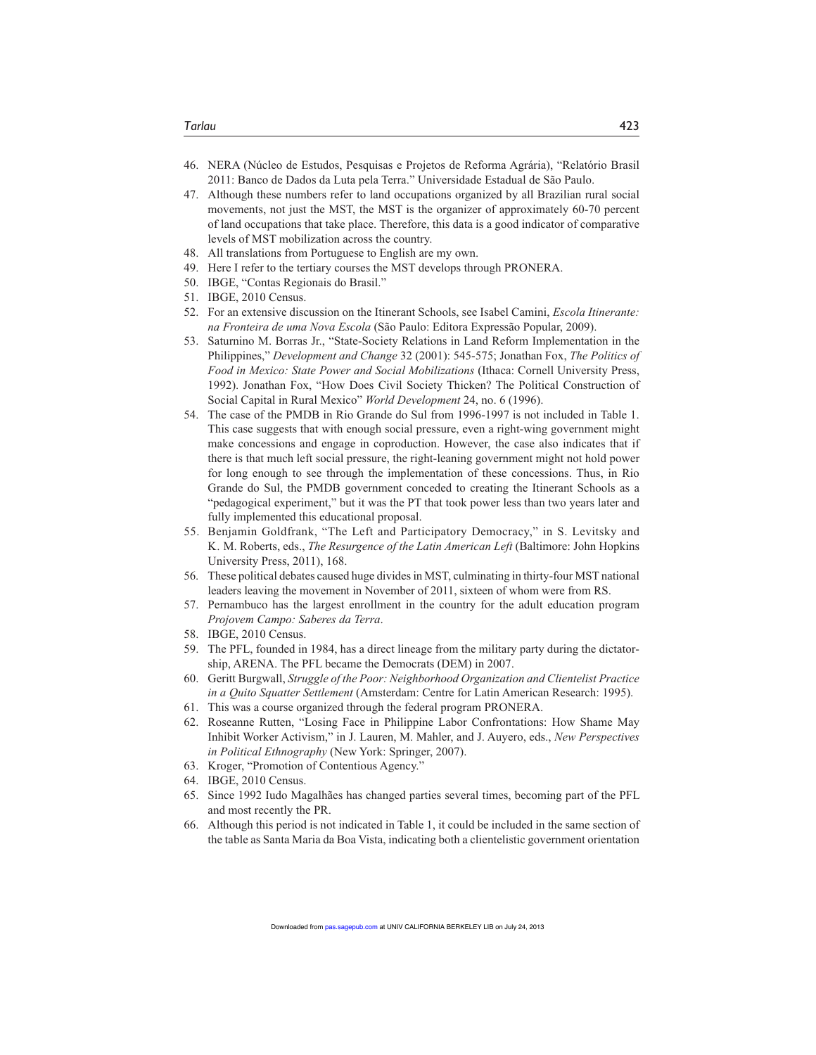46. NERA (Núcleo de Estudos, Pesquisas e Projetos de Reforma Agrária), "Relatório Brasil 2011: Banco de Dados da Luta pela Terra." Universidade Estadual de São Paulo.
47. Although these numbers refer to land occupations organized by all Brazilian rural social movements, not just the MST, the MST is the organizer of approximately 60-70 percent of land occupations that take place. Therefore, this data is a good indicator of comparative levels of MST mobilization across the country.
48. All translations from Portuguese to English are my own.
49. Here I refer to the tertiary courses the MST develops through PRONERA.
50. IBGE, "Contas Regionais do Brasil."
51. IBGE, 2010 Census.
52. For an extensive discussion on the Itinerant Schools, see Isabel Camini, *Escola Itinerante: na Fronteira de uma Nova Escola* (São Paulo: Editora Expressão Popular, 2009).
53. Saturnino M. Borras Jr., "State-Society Relations in Land Reform Implementation in the Philippines," *Development and Change* 32 (2001): 545-575; Jonathan Fox, *The Politics of Food in Mexico: State Power and Social Mobilizations* (Ithaca: Cornell University Press, 1992). Jonathan Fox, "How Does Civil Society Thicken? The Political Construction of Social Capital in Rural Mexico" *World Development* 24, no. 6 (1996).
54. The case of the PMDB in Rio Grande do Sul from 1996-1997 is not included in Table 1. This case suggests that with enough social pressure, even a right-wing government might make concessions and engage in coproduction. However, the case also indicates that if there is that much left social pressure, the right-leaning government might not hold power for long enough to see through the implementation of these concessions. Thus, in Rio Grande do Sul, the PMDB government conceded to creating the Itinerant Schools as a "pedagogical experiment," but it was the PT that took power less than two years later and fully implemented this educational proposal.
55. Benjamin Goldfrank, "The Left and Participatory Democracy," in S. Levitsky and K. M. Roberts, eds., *The Resurgence of the Latin American Left* (Baltimore: John Hopkins University Press, 2011), 168.
56. These political debates caused huge divides in MST, culminating in thirty-four MST national leaders leaving the movement in November of 2011, sixteen of whom were from RS.
57. Pernambuco has the largest enrollment in the country for the adult education program *Projovem Campo: Saberes da Terra*.
58. IBGE, 2010 Census.
59. The PFL, founded in 1984, has a direct lineage from the military party during the dictatorship, ARENA. The PFL became the Democrats (DEM) in 2007.
60. Geritt Burgwall, *Struggle of the Poor: Neighborhood Organization and Clientelist Practice in a Quito Squatter Settlement* (Amsterdam: Centre for Latin American Research: 1995).
61. This was a course organized through the federal program PRONERA.
62. Roseanne Rutten, "Losing Face in Philippine Labor Confrontations: How Shame May Inhibit Worker Activism," in J. Lauren, M. Mahler, and J. Auyero, eds., *New Perspectives in Political Ethnography* (New York: Springer, 2007).
63. Kroger, "Promotion of Contentious Agency."
64. IBGE, 2010 Census.
65. Since 1992 Iudo Magalhães has changed parties several times, becoming part of the PFL and most recently the PR.
66. Although this period is not indicated in Table 1, it could be included in the same section of the table as Santa Maria da Boa Vista, indicating both a clientelistic government orientation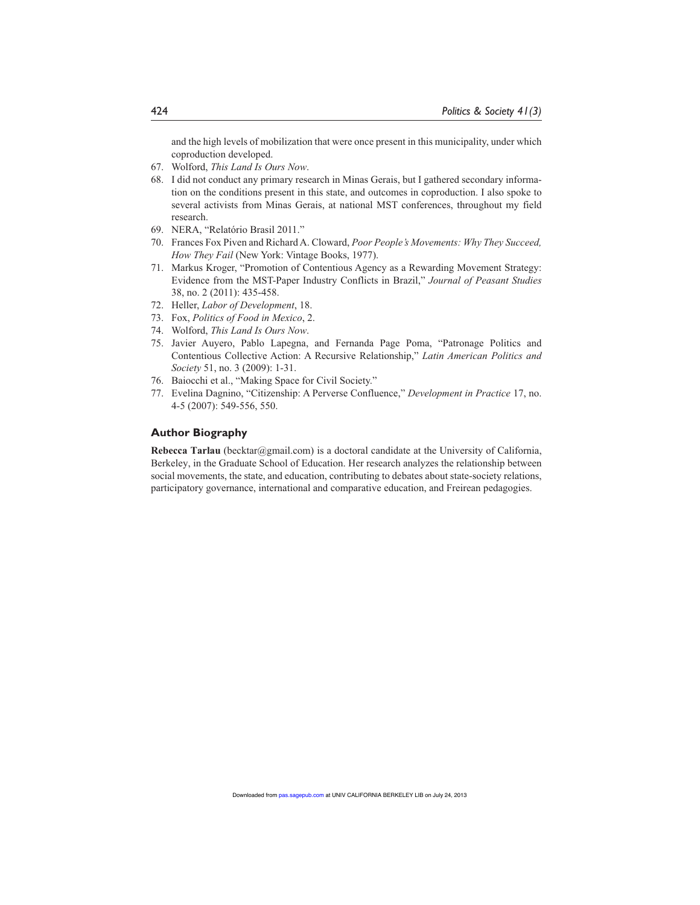and the high levels of mobilization that were once present in this municipality, under which coproduction developed.

67. Wolford, *This Land Is Ours Now*.
68. I did not conduct any primary research in Minas Gerais, but I gathered secondary information on the conditions present in this state, and outcomes in coproduction. I also spoke to several activists from Minas Gerais, at national MST conferences, throughout my field research.
69. NERA, "Relatório Brasil 2011."
70. Frances Fox Piven and Richard A. Cloward, *Poor People's Movements: Why They Succeed, How They Fail* (New York: Vintage Books, 1977).
71. Markus Kroger, "Promotion of Contentious Agency as a Rewarding Movement Strategy: Evidence from the MST-Paper Industry Conflicts in Brazil," *Journal of Peasant Studies* 38, no. 2 (2011): 435-458.
72. Heller, *Labor of Development*, 18.
73. Fox, *Politics of Food in Mexico*, 2.
74. Wolford, *This Land Is Ours Now*.
75. Javier Auyero, Pablo Lapegna, and Fernanda Page Poma, "Patronage Politics and Contentious Collective Action: A Recursive Relationship," *Latin American Politics and Society* 51, no. 3 (2009): 1-31.
76. Baiocchi et al., "Making Space for Civil Society."
77. Evelina Dagnino, "Citizenship: A Perverse Confluence," *Development in Practice* 17, no. 4-5 (2007): 549-556, 550.

## Author Biography

**Rebecca Tarlau** (becktar@gmail.com) is a doctoral candidate at the University of California, Berkeley, in the Graduate School of Education. Her research analyzes the relationship between social movements, the state, and education, contributing to debates about state-society relations, participatory governance, international and comparative education, and Freirean pedagogies.